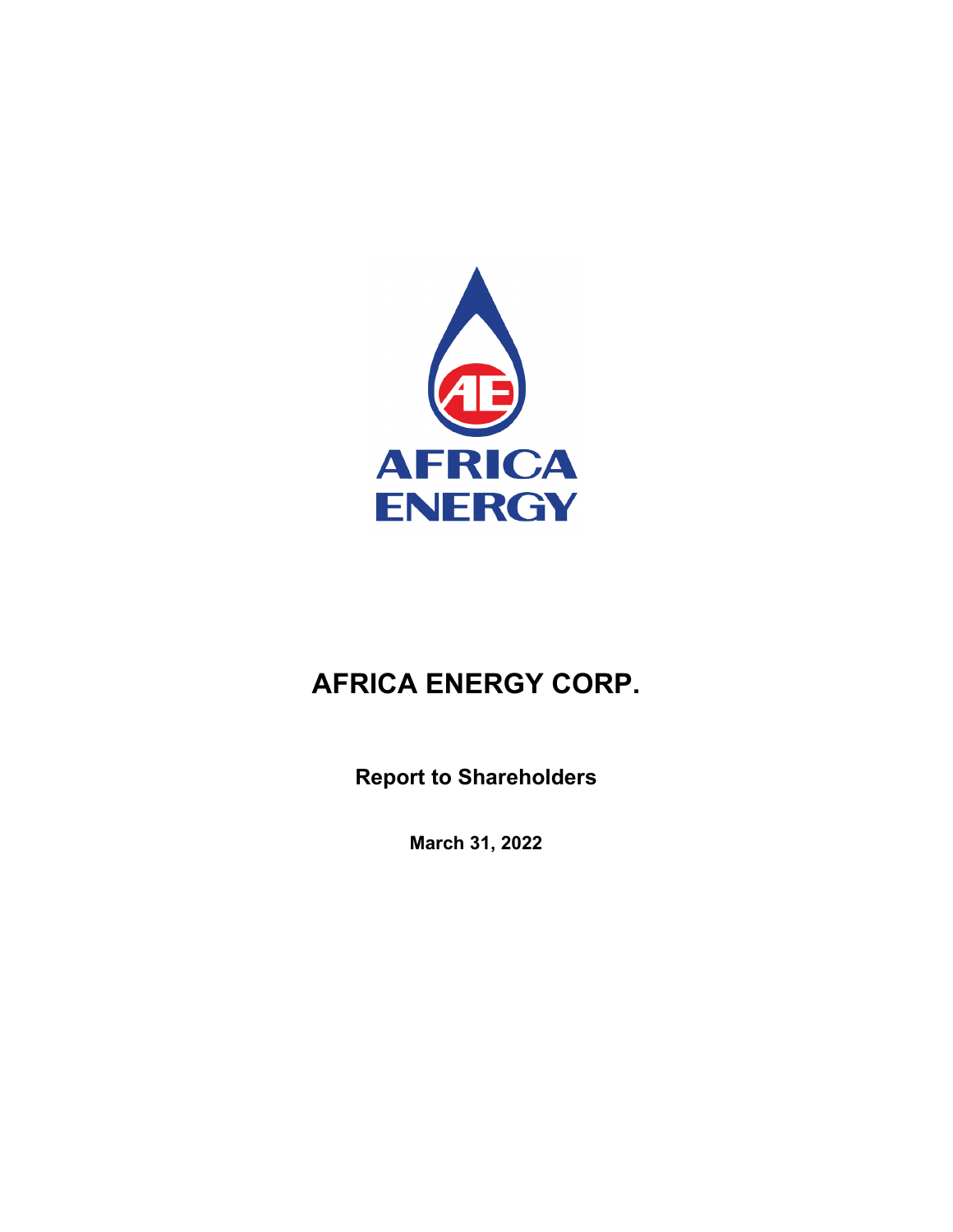AFRICA ENERGY

# AFRICA ENERGY CORP.

**Report to Shareholders**

**March 31, 2022**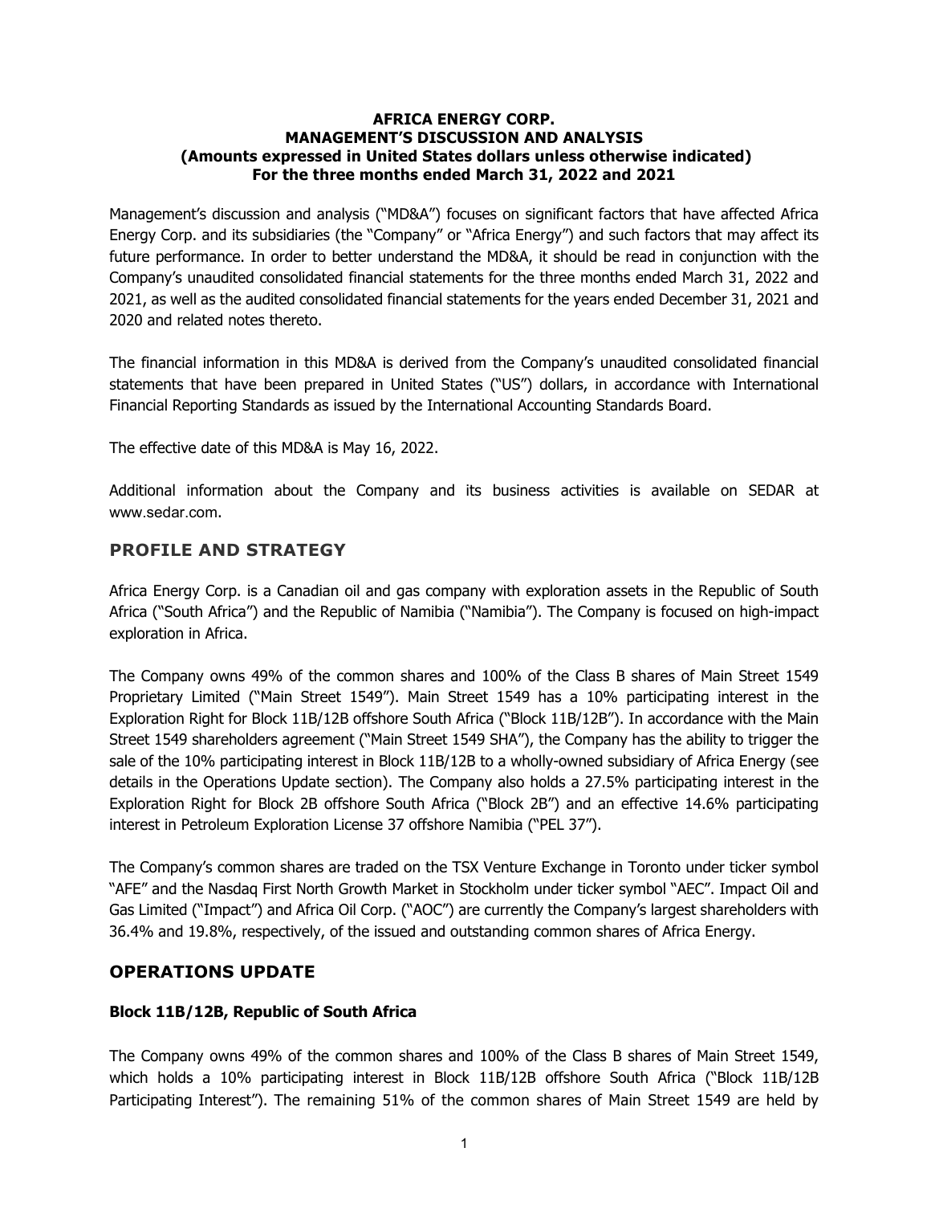**AFRICA ENERGY CORP.**
**MANAGEMENT'S DISCUSSION AND ANALYSIS**
**(Amounts expressed in United States dollars unless otherwise indicated)**
**For the three months ended March 31, 2022 and 2021**

Management's discussion and analysis ("MD&A") focuses on significant factors that have affected Africa Energy Corp. and its subsidiaries (the "Company" or "Africa Energy") and such factors that may affect its future performance. In order to better understand the MD&A, it should be read in conjunction with the Company's unaudited consolidated financial statements for the three months ended March 31, 2022 and 2021, as well as the audited consolidated financial statements for the years ended December 31, 2021 and 2020 and related notes thereto.

The financial information in this MD&A is derived from the Company's unaudited consolidated financial statements that have been prepared in United States ("US") dollars, in accordance with International Financial Reporting Standards as issued by the International Accounting Standards Board.

The effective date of this MD&A is May 16, 2022.

Additional information about the Company and its business activities is available on SEDAR at www.sedar.com.

## PROFILE AND STRATEGY

Africa Energy Corp. is a Canadian oil and gas company with exploration assets in the Republic of South Africa ("South Africa") and the Republic of Namibia ("Namibia"). The Company is focused on high-impact exploration in Africa.

The Company owns 49% of the common shares and 100% of the Class B shares of Main Street 1549 Proprietary Limited ("Main Street 1549"). Main Street 1549 has a 10% participating interest in the Exploration Right for Block 11B/12B offshore South Africa ("Block 11B/12B"). In accordance with the Main Street 1549 shareholders agreement ("Main Street 1549 SHA"), the Company has the ability to trigger the sale of the 10% participating interest in Block 11B/12B to a wholly-owned subsidiary of Africa Energy (see details in the Operations Update section). The Company also holds a 27.5% participating interest in the Exploration Right for Block 2B offshore South Africa ("Block 2B") and an effective 14.6% participating interest in Petroleum Exploration License 37 offshore Namibia ("PEL 37").

The Company's common shares are traded on the TSX Venture Exchange in Toronto under ticker symbol "AFE" and the Nasdaq First North Growth Market in Stockholm under ticker symbol "AEC". Impact Oil and Gas Limited ("Impact") and Africa Oil Corp. ("AOC") are currently the Company's largest shareholders with 36.4% and 19.8%, respectively, of the issued and outstanding common shares of Africa Energy.

## OPERATIONS UPDATE

### Block 11B/12B, Republic of South Africa

The Company owns 49% of the common shares and 100% of the Class B shares of Main Street 1549, which holds a 10% participating interest in Block 11B/12B offshore South Africa ("Block 11B/12B Participating Interest"). The remaining 51% of the common shares of Main Street 1549 are held by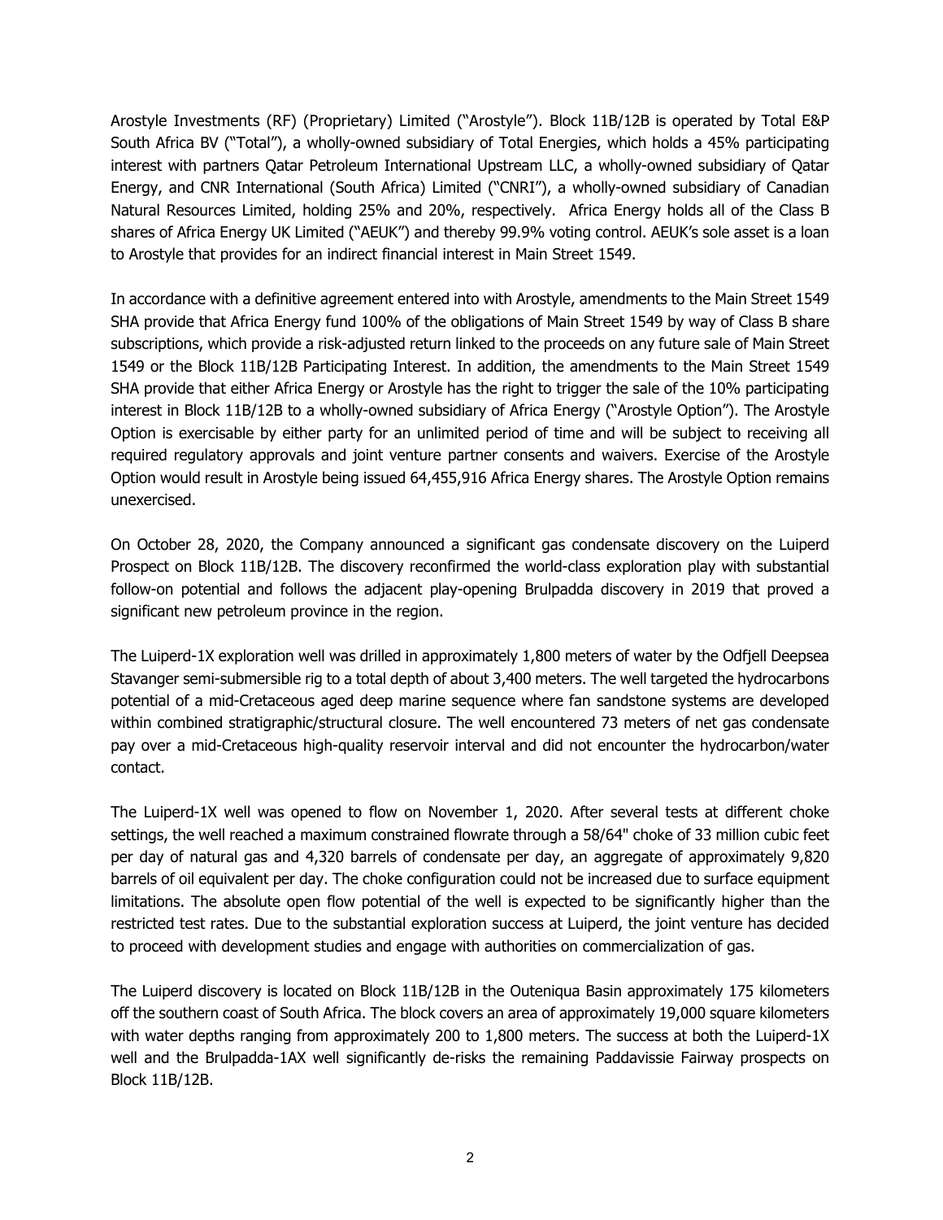Arostyle Investments (RF) (Proprietary) Limited ("Arostyle"). Block 11B/12B is operated by Total E&P South Africa BV ("Total"), a wholly-owned subsidiary of Total Energies, which holds a 45% participating interest with partners Qatar Petroleum International Upstream LLC, a wholly-owned subsidiary of Qatar Energy, and CNR International (South Africa) Limited ("CNRI"), a wholly-owned subsidiary of Canadian Natural Resources Limited, holding 25% and 20%, respectively. Africa Energy holds all of the Class B shares of Africa Energy UK Limited ("AEUK") and thereby 99.9% voting control. AEUK's sole asset is a loan to Arostyle that provides for an indirect financial interest in Main Street 1549.

In accordance with a definitive agreement entered into with Arostyle, amendments to the Main Street 1549 SHA provide that Africa Energy fund 100% of the obligations of Main Street 1549 by way of Class B share subscriptions, which provide a risk-adjusted return linked to the proceeds on any future sale of Main Street 1549 or the Block 11B/12B Participating Interest. In addition, the amendments to the Main Street 1549 SHA provide that either Africa Energy or Arostyle has the right to trigger the sale of the 10% participating interest in Block 11B/12B to a wholly-owned subsidiary of Africa Energy ("Arostyle Option"). The Arostyle Option is exercisable by either party for an unlimited period of time and will be subject to receiving all required regulatory approvals and joint venture partner consents and waivers. Exercise of the Arostyle Option would result in Arostyle being issued 64,455,916 Africa Energy shares. The Arostyle Option remains unexercised.

On October 28, 2020, the Company announced a significant gas condensate discovery on the Luiperd Prospect on Block 11B/12B. The discovery reconfirmed the world-class exploration play with substantial follow-on potential and follows the adjacent play-opening Brulpadda discovery in 2019 that proved a significant new petroleum province in the region.

The Luiperd-1X exploration well was drilled in approximately 1,800 meters of water by the Odfjell Deepsea Stavanger semi-submersible rig to a total depth of about 3,400 meters. The well targeted the hydrocarbons potential of a mid-Cretaceous aged deep marine sequence where fan sandstone systems are developed within combined stratigraphic/structural closure. The well encountered 73 meters of net gas condensate pay over a mid-Cretaceous high-quality reservoir interval and did not encounter the hydrocarbon/water contact.

The Luiperd-1X well was opened to flow on November 1, 2020. After several tests at different choke settings, the well reached a maximum constrained flowrate through a 58/64" choke of 33 million cubic feet per day of natural gas and 4,320 barrels of condensate per day, an aggregate of approximately 9,820 barrels of oil equivalent per day. The choke configuration could not be increased due to surface equipment limitations. The absolute open flow potential of the well is expected to be significantly higher than the restricted test rates. Due to the substantial exploration success at Luiperd, the joint venture has decided to proceed with development studies and engage with authorities on commercialization of gas.

The Luiperd discovery is located on Block 11B/12B in the Outeniqua Basin approximately 175 kilometers off the southern coast of South Africa. The block covers an area of approximately 19,000 square kilometers with water depths ranging from approximately 200 to 1,800 meters. The success at both the Luiperd-1X well and the Brulpadda-1AX well significantly de-risks the remaining Paddavissie Fairway prospects on Block 11B/12B.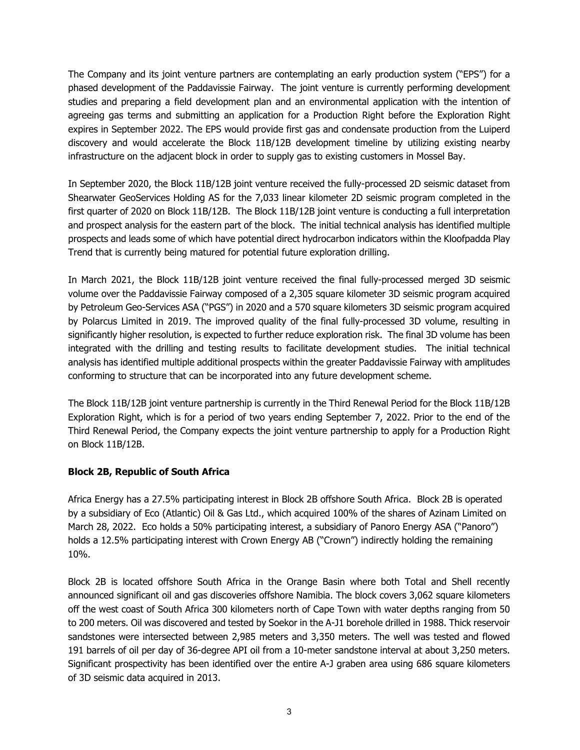The Company and its joint venture partners are contemplating an early production system ("EPS") for a phased development of the Paddavissie Fairway. The joint venture is currently performing development studies and preparing a field development plan and an environmental application with the intention of agreeing gas terms and submitting an application for a Production Right before the Exploration Right expires in September 2022. The EPS would provide first gas and condensate production from the Luiperd discovery and would accelerate the Block 11B/12B development timeline by utilizing existing nearby infrastructure on the adjacent block in order to supply gas to existing customers in Mossel Bay.

In September 2020, the Block 11B/12B joint venture received the fully-processed 2D seismic dataset from Shearwater GeoServices Holding AS for the 7,033 linear kilometer 2D seismic program completed in the first quarter of 2020 on Block 11B/12B. The Block 11B/12B joint venture is conducting a full interpretation and prospect analysis for the eastern part of the block. The initial technical analysis has identified multiple prospects and leads some of which have potential direct hydrocarbon indicators within the Kloofpadda Play Trend that is currently being matured for potential future exploration drilling.

In March 2021, the Block 11B/12B joint venture received the final fully-processed merged 3D seismic volume over the Paddavissie Fairway composed of a 2,305 square kilometer 3D seismic program acquired by Petroleum Geo-Services ASA ("PGS") in 2020 and a 570 square kilometers 3D seismic program acquired by Polarcus Limited in 2019. The improved quality of the final fully-processed 3D volume, resulting in significantly higher resolution, is expected to further reduce exploration risk. The final 3D volume has been integrated with the drilling and testing results to facilitate development studies. The initial technical analysis has identified multiple additional prospects within the greater Paddavissie Fairway with amplitudes conforming to structure that can be incorporated into any future development scheme.

The Block 11B/12B joint venture partnership is currently in the Third Renewal Period for the Block 11B/12B Exploration Right, which is for a period of two years ending September 7, 2022. Prior to the end of the Third Renewal Period, the Company expects the joint venture partnership to apply for a Production Right on Block 11B/12B.

**Block 2B, Republic of South Africa**

Africa Energy has a 27.5% participating interest in Block 2B offshore South Africa. Block 2B is operated by a subsidiary of Eco (Atlantic) Oil & Gas Ltd., which acquired 100% of the shares of Azinam Limited on March 28, 2022. Eco holds a 50% participating interest, a subsidiary of Panoro Energy ASA ("Panoro") holds a 12.5% participating interest with Crown Energy AB ("Crown") indirectly holding the remaining 10%.

Block 2B is located offshore South Africa in the Orange Basin where both Total and Shell recently announced significant oil and gas discoveries offshore Namibia. The block covers 3,062 square kilometers off the west coast of South Africa 300 kilometers north of Cape Town with water depths ranging from 50 to 200 meters. Oil was discovered and tested by Soekor in the A-J1 borehole drilled in 1988. Thick reservoir sandstones were intersected between 2,985 meters and 3,350 meters. The well was tested and flowed 191 barrels of oil per day of 36-degree API oil from a 10-meter sandstone interval at about 3,250 meters. Significant prospectivity has been identified over the entire A-J graben area using 686 square kilometers of 3D seismic data acquired in 2013.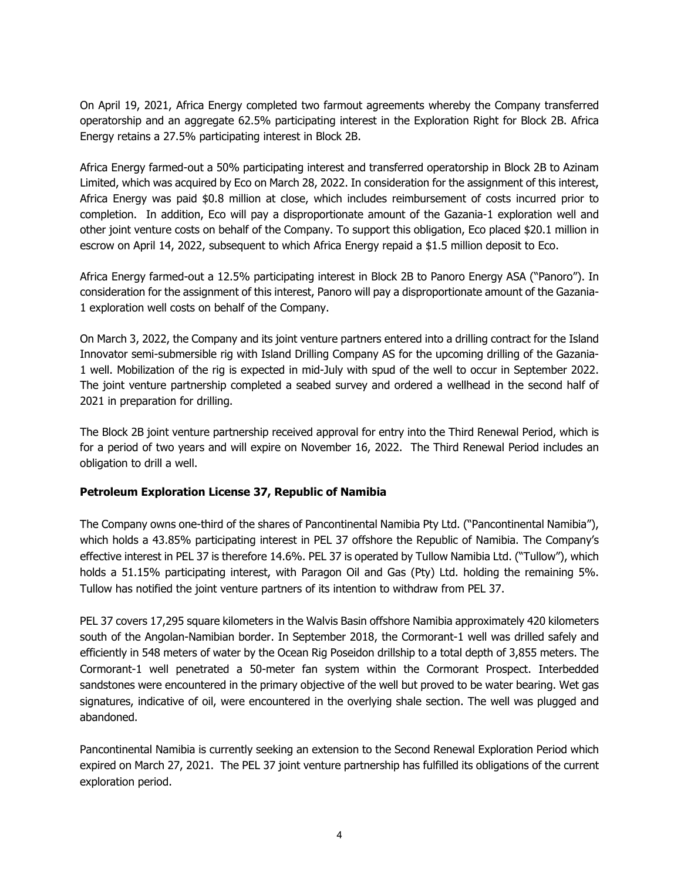On April 19, 2021, Africa Energy completed two farmout agreements whereby the Company transferred operatorship and an aggregate 62.5% participating interest in the Exploration Right for Block 2B. Africa Energy retains a 27.5% participating interest in Block 2B.

Africa Energy farmed-out a 50% participating interest and transferred operatorship in Block 2B to Azinam Limited, which was acquired by Eco on March 28, 2022. In consideration for the assignment of this interest, Africa Energy was paid $0.8 million at close, which includes reimbursement of costs incurred prior to completion. In addition, Eco will pay a disproportionate amount of the Gazania-1 exploration well and other joint venture costs on behalf of the Company. To support this obligation, Eco placed $20.1 million in escrow on April 14, 2022, subsequent to which Africa Energy repaid a $1.5 million deposit to Eco.

Africa Energy farmed-out a 12.5% participating interest in Block 2B to Panoro Energy ASA ("Panoro"). In consideration for the assignment of this interest, Panoro will pay a disproportionate amount of the Gazania-1 exploration well costs on behalf of the Company.

On March 3, 2022, the Company and its joint venture partners entered into a drilling contract for the Island Innovator semi-submersible rig with Island Drilling Company AS for the upcoming drilling of the Gazania-1 well. Mobilization of the rig is expected in mid-July with spud of the well to occur in September 2022. The joint venture partnership completed a seabed survey and ordered a wellhead in the second half of 2021 in preparation for drilling.

The Block 2B joint venture partnership received approval for entry into the Third Renewal Period, which is for a period of two years and will expire on November 16, 2022. The Third Renewal Period includes an obligation to drill a well.

**Petroleum Exploration License 37, Republic of Namibia**

The Company owns one-third of the shares of Pancontinental Namibia Pty Ltd. ("Pancontinental Namibia"), which holds a 43.85% participating interest in PEL 37 offshore the Republic of Namibia. The Company's effective interest in PEL 37 is therefore 14.6%. PEL 37 is operated by Tullow Namibia Ltd. ("Tullow"), which holds a 51.15% participating interest, with Paragon Oil and Gas (Pty) Ltd. holding the remaining 5%. Tullow has notified the joint venture partners of its intention to withdraw from PEL 37.

PEL 37 covers 17,295 square kilometers in the Walvis Basin offshore Namibia approximately 420 kilometers south of the Angolan-Namibian border. In September 2018, the Cormorant-1 well was drilled safely and efficiently in 548 meters of water by the Ocean Rig Poseidon drillship to a total depth of 3,855 meters. The Cormorant-1 well penetrated a 50-meter fan system within the Cormorant Prospect. Interbedded sandstones were encountered in the primary objective of the well but proved to be water bearing. Wet gas signatures, indicative of oil, were encountered in the overlying shale section. The well was plugged and abandoned.

Pancontinental Namibia is currently seeking an extension to the Second Renewal Exploration Period which expired on March 27, 2021. The PEL 37 joint venture partnership has fulfilled its obligations of the current exploration period.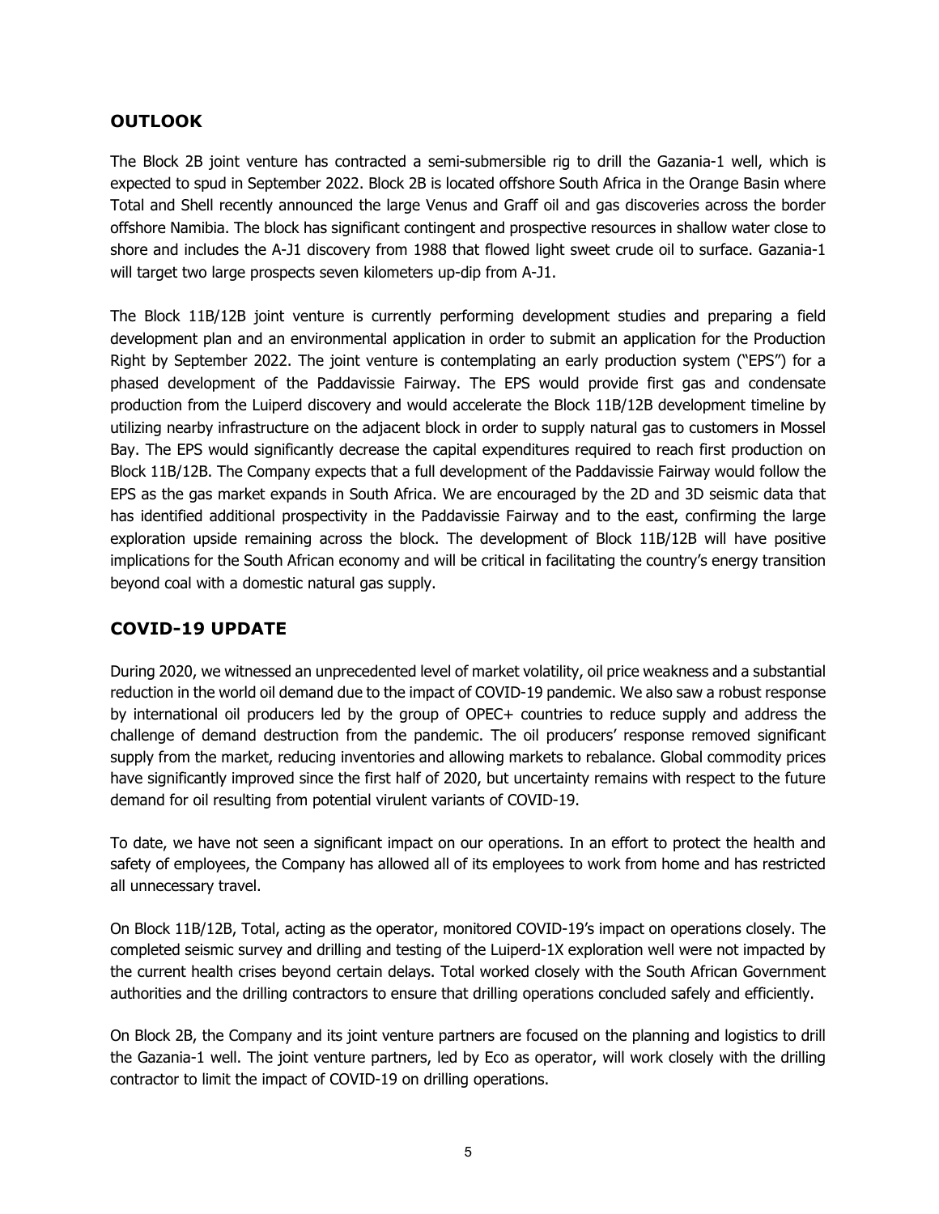## OUTLOOK

The Block 2B joint venture has contracted a semi-submersible rig to drill the Gazania-1 well, which is expected to spud in September 2022. Block 2B is located offshore South Africa in the Orange Basin where Total and Shell recently announced the large Venus and Graff oil and gas discoveries across the border offshore Namibia. The block has significant contingent and prospective resources in shallow water close to shore and includes the A-J1 discovery from 1988 that flowed light sweet crude oil to surface. Gazania-1 will target two large prospects seven kilometers up-dip from A-J1.

The Block 11B/12B joint venture is currently performing development studies and preparing a field development plan and an environmental application in order to submit an application for the Production Right by September 2022. The joint venture is contemplating an early production system ("EPS") for a phased development of the Paddavissie Fairway. The EPS would provide first gas and condensate production from the Luiperd discovery and would accelerate the Block 11B/12B development timeline by utilizing nearby infrastructure on the adjacent block in order to supply natural gas to customers in Mossel Bay. The EPS would significantly decrease the capital expenditures required to reach first production on Block 11B/12B. The Company expects that a full development of the Paddavissie Fairway would follow the EPS as the gas market expands in South Africa. We are encouraged by the 2D and 3D seismic data that has identified additional prospectivity in the Paddavissie Fairway and to the east, confirming the large exploration upside remaining across the block. The development of Block 11B/12B will have positive implications for the South African economy and will be critical in facilitating the country's energy transition beyond coal with a domestic natural gas supply.

## COVID-19 UPDATE

During 2020, we witnessed an unprecedented level of market volatility, oil price weakness and a substantial reduction in the world oil demand due to the impact of COVID-19 pandemic. We also saw a robust response by international oil producers led by the group of OPEC+ countries to reduce supply and address the challenge of demand destruction from the pandemic. The oil producers' response removed significant supply from the market, reducing inventories and allowing markets to rebalance. Global commodity prices have significantly improved since the first half of 2020, but uncertainty remains with respect to the future demand for oil resulting from potential virulent variants of COVID-19.

To date, we have not seen a significant impact on our operations. In an effort to protect the health and safety of employees, the Company has allowed all of its employees to work from home and has restricted all unnecessary travel.

On Block 11B/12B, Total, acting as the operator, monitored COVID-19's impact on operations closely. The completed seismic survey and drilling and testing of the Luiperd-1X exploration well were not impacted by the current health crises beyond certain delays. Total worked closely with the South African Government authorities and the drilling contractors to ensure that drilling operations concluded safely and efficiently.

On Block 2B, the Company and its joint venture partners are focused on the planning and logistics to drill the Gazania-1 well. The joint venture partners, led by Eco as operator, will work closely with the drilling contractor to limit the impact of COVID-19 on drilling operations.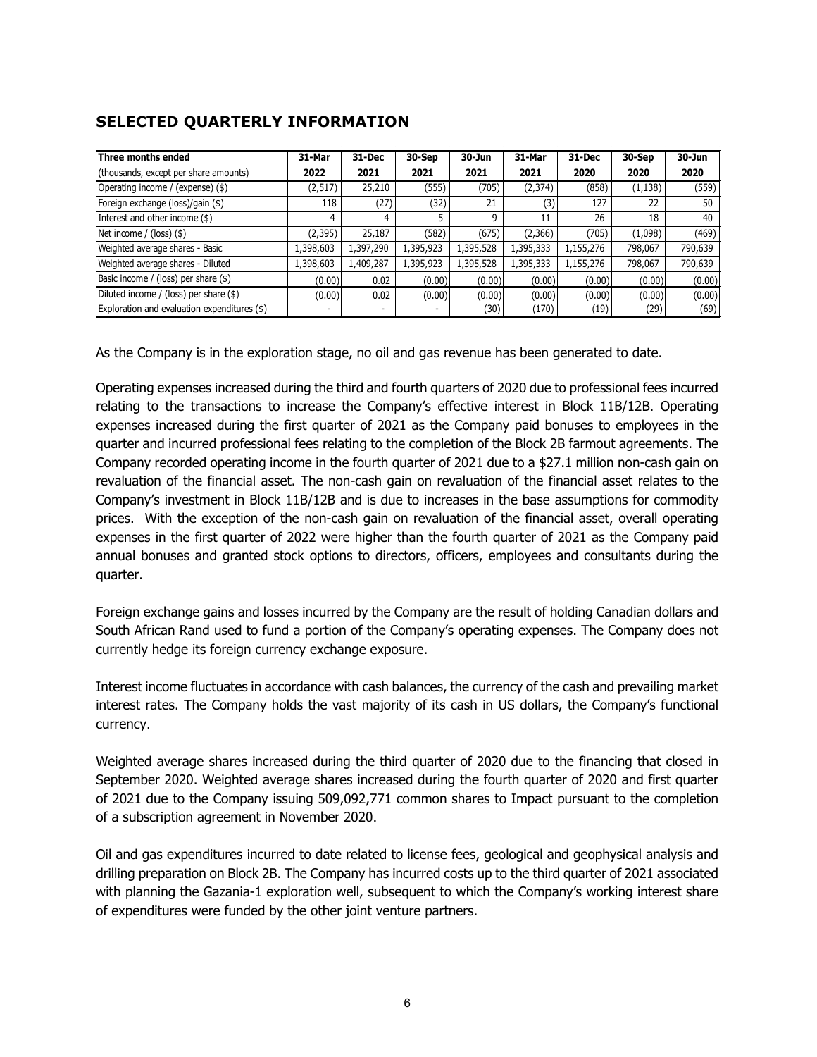## SELECTED QUARTERLY INFORMATION

| Three months ended<br>(thousands, except per share amounts) | 31-Mar<br>2022 | 31-Dec<br>2021 | 30-Sep<br>2021 | 30-Jun<br>2021 | 31-Mar<br>2021 | 31-Dec<br>2020 | 30-Sep<br>2020 | 30-Jun<br>2020 |
|---|---|---|---|---|---|---|---|---|
| Operating income / (expense) ($) | (2,517) | 25,210 | (555) | (705) | (2,374) | (858) | (1,138) | (559) |
| Foreign exchange (loss)/gain ($) | 118 | (27) | (32) | 21 | (3) | 127 | 22 | 50 |
| Interest and other income ($) | 4 | 4 | 5 | 9 | 11 | 26 | 18 | 40 |
| Net income / (loss) ($) | (2,395) | 25,187 | (582) | (675) | (2,366) | (705) | (1,098) | (469) |
| Weighted average shares - Basic | 1,398,603 | 1,397,290 | 1,395,923 | 1,395,528 | 1,395,333 | 1,155,276 | 798,067 | 790,639 |
| Weighted average shares - Diluted | 1,398,603 | 1,409,287 | 1,395,923 | 1,395,528 | 1,395,333 | 1,155,276 | 798,067 | 790,639 |
| Basic income / (loss) per share ($) | (0.00) | 0.02 | (0.00) | (0.00) | (0.00) | (0.00) | (0.00) | (0.00) |
| Diluted income / (loss) per share ($) | (0.00) | 0.02 | (0.00) | (0.00) | (0.00) | (0.00) | (0.00) | (0.00) |
| Exploration and evaluation expenditures ($) | - | - | - | (30) | (170) | (19) | (29) | (69) |

As the Company is in the exploration stage, no oil and gas revenue has been generated to date.

Operating expenses increased during the third and fourth quarters of 2020 due to professional fees incurred relating to the transactions to increase the Company's effective interest in Block 11B/12B. Operating expenses increased during the first quarter of 2021 as the Company paid bonuses to employees in the quarter and incurred professional fees relating to the completion of the Block 2B farmout agreements. The Company recorded operating income in the fourth quarter of 2021 due to a $27.1 million non-cash gain on revaluation of the financial asset. The non-cash gain on revaluation of the financial asset relates to the Company's investment in Block 11B/12B and is due to increases in the base assumptions for commodity prices. With the exception of the non-cash gain on revaluation of the financial asset, overall operating expenses in the first quarter of 2022 were higher than the fourth quarter of 2021 as the Company paid annual bonuses and granted stock options to directors, officers, employees and consultants during the quarter.

Foreign exchange gains and losses incurred by the Company are the result of holding Canadian dollars and South African Rand used to fund a portion of the Company's operating expenses. The Company does not currently hedge its foreign currency exchange exposure.

Interest income fluctuates in accordance with cash balances, the currency of the cash and prevailing market interest rates. The Company holds the vast majority of its cash in US dollars, the Company's functional currency.

Weighted average shares increased during the third quarter of 2020 due to the financing that closed in September 2020. Weighted average shares increased during the fourth quarter of 2020 and first quarter of 2021 due to the Company issuing 509,092,771 common shares to Impact pursuant to the completion of a subscription agreement in November 2020.

Oil and gas expenditures incurred to date related to license fees, geological and geophysical analysis and drilling preparation on Block 2B. The Company has incurred costs up to the third quarter of 2021 associated with planning the Gazania-1 exploration well, subsequent to which the Company's working interest share of expenditures were funded by the other joint venture partners.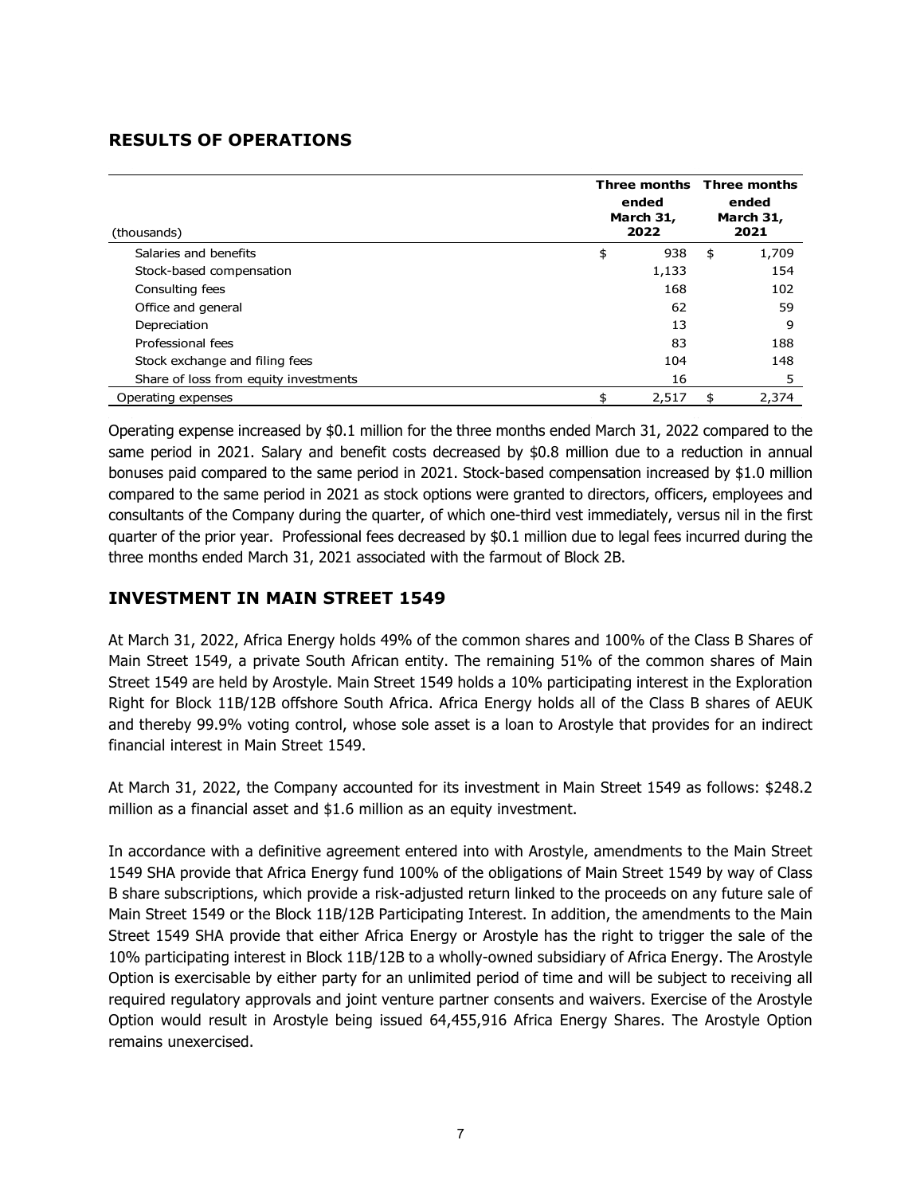## RESULTS OF OPERATIONS

| (thousands) | Three months ended March 31, 2022 | Three months ended March 31, 2021 |
|---|---|---|
| Salaries and benefits | $ 938 | $ 1,709 |
| Stock-based compensation | 1,133 | 154 |
| Consulting fees | 168 | 102 |
| Office and general | 62 | 59 |
| Depreciation | 13 | 9 |
| Professional fees | 83 | 188 |
| Stock exchange and filing fees | 104 | 148 |
| Share of loss from equity investments | 16 | 5 |
| Operating expenses | $ 2,517 | $ 2,374 |

Operating expense increased by $0.1 million for the three months ended March 31, 2022 compared to the same period in 2021. Salary and benefit costs decreased by $0.8 million due to a reduction in annual bonuses paid compared to the same period in 2021. Stock-based compensation increased by $1.0 million compared to the same period in 2021 as stock options were granted to directors, officers, employees and consultants of the Company during the quarter, of which one-third vest immediately, versus nil in the first quarter of the prior year. Professional fees decreased by $0.1 million due to legal fees incurred during the three months ended March 31, 2021 associated with the farmout of Block 2B.

## INVESTMENT IN MAIN STREET 1549

At March 31, 2022, Africa Energy holds 49% of the common shares and 100% of the Class B Shares of Main Street 1549, a private South African entity. The remaining 51% of the common shares of Main Street 1549 are held by Arostyle. Main Street 1549 holds a 10% participating interest in the Exploration Right for Block 11B/12B offshore South Africa. Africa Energy holds all of the Class B shares of AEUK and thereby 99.9% voting control, whose sole asset is a loan to Arostyle that provides for an indirect financial interest in Main Street 1549.

At March 31, 2022, the Company accounted for its investment in Main Street 1549 as follows: $248.2 million as a financial asset and $1.6 million as an equity investment.

In accordance with a definitive agreement entered into with Arostyle, amendments to the Main Street 1549 SHA provide that Africa Energy fund 100% of the obligations of Main Street 1549 by way of Class B share subscriptions, which provide a risk-adjusted return linked to the proceeds on any future sale of Main Street 1549 or the Block 11B/12B Participating Interest. In addition, the amendments to the Main Street 1549 SHA provide that either Africa Energy or Arostyle has the right to trigger the sale of the 10% participating interest in Block 11B/12B to a wholly-owned subsidiary of Africa Energy. The Arostyle Option is exercisable by either party for an unlimited period of time and will be subject to receiving all required regulatory approvals and joint venture partner consents and waivers. Exercise of the Arostyle Option would result in Arostyle being issued 64,455,916 Africa Energy Shares. The Arostyle Option remains unexercised.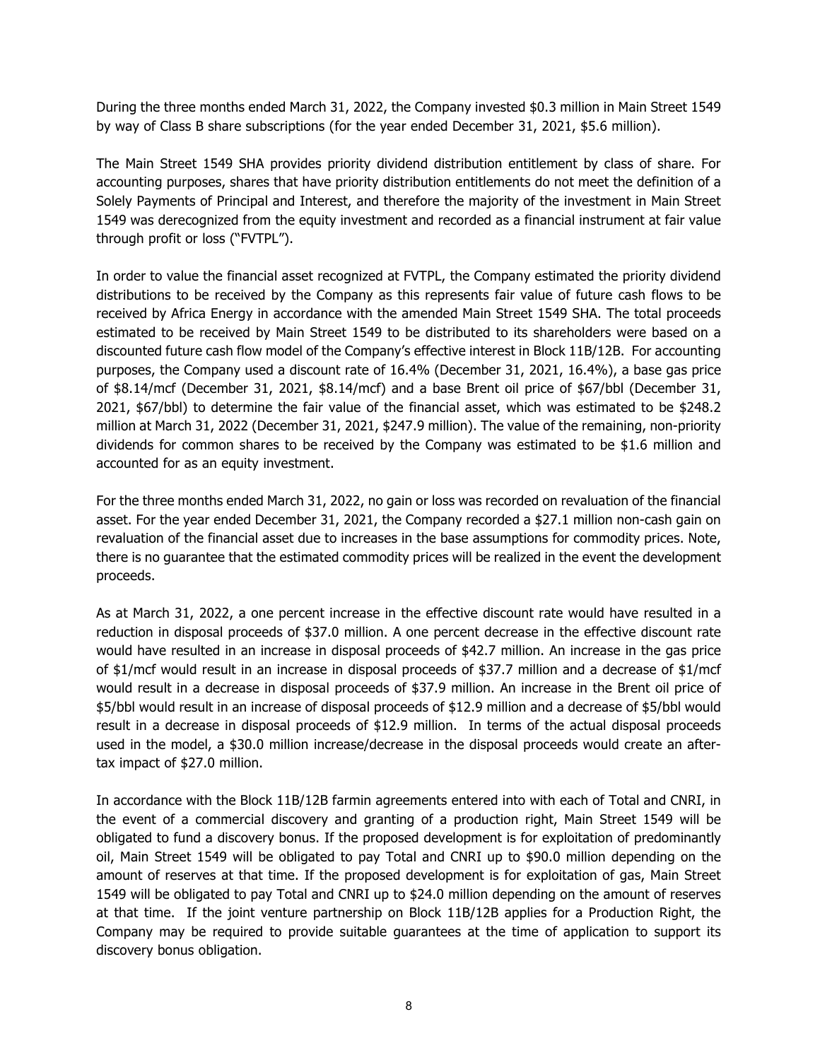During the three months ended March 31, 2022, the Company invested $0.3 million in Main Street 1549 by way of Class B share subscriptions (for the year ended December 31, 2021, $5.6 million).

The Main Street 1549 SHA provides priority dividend distribution entitlement by class of share. For accounting purposes, shares that have priority distribution entitlements do not meet the definition of a Solely Payments of Principal and Interest, and therefore the majority of the investment in Main Street 1549 was derecognized from the equity investment and recorded as a financial instrument at fair value through profit or loss ("FVTPL").

In order to value the financial asset recognized at FVTPL, the Company estimated the priority dividend distributions to be received by the Company as this represents fair value of future cash flows to be received by Africa Energy in accordance with the amended Main Street 1549 SHA. The total proceeds estimated to be received by Main Street 1549 to be distributed to its shareholders were based on a discounted future cash flow model of the Company's effective interest in Block 11B/12B. For accounting purposes, the Company used a discount rate of 16.4% (December 31, 2021, 16.4%), a base gas price of $8.14/mcf (December 31, 2021, $8.14/mcf) and a base Brent oil price of $67/bbl (December 31, 2021, $67/bbl) to determine the fair value of the financial asset, which was estimated to be $248.2 million at March 31, 2022 (December 31, 2021, $247.9 million). The value of the remaining, non-priority dividends for common shares to be received by the Company was estimated to be $1.6 million and accounted for as an equity investment.

For the three months ended March 31, 2022, no gain or loss was recorded on revaluation of the financial asset. For the year ended December 31, 2021, the Company recorded a $27.1 million non-cash gain on revaluation of the financial asset due to increases in the base assumptions for commodity prices. Note, there is no guarantee that the estimated commodity prices will be realized in the event the development proceeds.

As at March 31, 2022, a one percent increase in the effective discount rate would have resulted in a reduction in disposal proceeds of $37.0 million. A one percent decrease in the effective discount rate would have resulted in an increase in disposal proceeds of $42.7 million. An increase in the gas price of $1/mcf would result in an increase in disposal proceeds of $37.7 million and a decrease of $1/mcf would result in a decrease in disposal proceeds of $37.9 million. An increase in the Brent oil price of $5/bbl would result in an increase of disposal proceeds of $12.9 million and a decrease of $5/bbl would result in a decrease in disposal proceeds of $12.9 million. In terms of the actual disposal proceeds used in the model, a $30.0 million increase/decrease in the disposal proceeds would create an after-tax impact of $27.0 million.

In accordance with the Block 11B/12B farmin agreements entered into with each of Total and CNRI, in the event of a commercial discovery and granting of a production right, Main Street 1549 will be obligated to fund a discovery bonus. If the proposed development is for exploitation of predominantly oil, Main Street 1549 will be obligated to pay Total and CNRI up to $90.0 million depending on the amount of reserves at that time. If the proposed development is for exploitation of gas, Main Street 1549 will be obligated to pay Total and CNRI up to $24.0 million depending on the amount of reserves at that time. If the joint venture partnership on Block 11B/12B applies for a Production Right, the Company may be required to provide suitable guarantees at the time of application to support its discovery bonus obligation.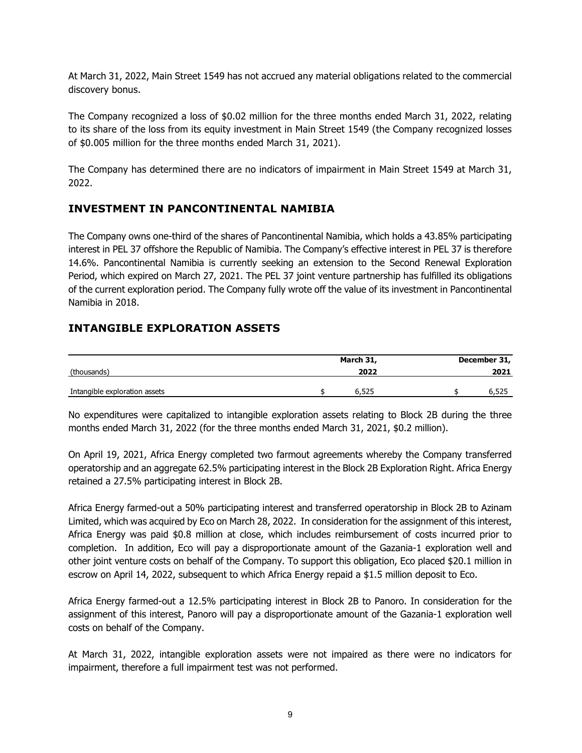At March 31, 2022, Main Street 1549 has not accrued any material obligations related to the commercial discovery bonus.

The Company recognized a loss of $0.02 million for the three months ended March 31, 2022, relating to its share of the loss from its equity investment in Main Street 1549 (the Company recognized losses of $0.005 million for the three months ended March 31, 2021).

The Company has determined there are no indicators of impairment in Main Street 1549 at March 31, 2022.

## INVESTMENT IN PANCONTINENTAL NAMIBIA

The Company owns one-third of the shares of Pancontinental Namibia, which holds a 43.85% participating interest in PEL 37 offshore the Republic of Namibia. The Company's effective interest in PEL 37 is therefore 14.6%. Pancontinental Namibia is currently seeking an extension to the Second Renewal Exploration Period, which expired on March 27, 2021. The PEL 37 joint venture partnership has fulfilled its obligations of the current exploration period. The Company fully wrote off the value of its investment in Pancontinental Namibia in 2018.

## INTANGIBLE EXPLORATION ASSETS

| (thousands) | March 31, 2022 | December 31, 2021 |
|---|---|---|
| Intangible exploration assets | $ 6,525 | $ 6,525 |

No expenditures were capitalized to intangible exploration assets relating to Block 2B during the three months ended March 31, 2022 (for the three months ended March 31, 2021, $0.2 million).

On April 19, 2021, Africa Energy completed two farmout agreements whereby the Company transferred operatorship and an aggregate 62.5% participating interest in the Block 2B Exploration Right. Africa Energy retained a 27.5% participating interest in Block 2B.

Africa Energy farmed-out a 50% participating interest and transferred operatorship in Block 2B to Azinam Limited, which was acquired by Eco on March 28, 2022. In consideration for the assignment of this interest, Africa Energy was paid $0.8 million at close, which includes reimbursement of costs incurred prior to completion. In addition, Eco will pay a disproportionate amount of the Gazania-1 exploration well and other joint venture costs on behalf of the Company. To support this obligation, Eco placed $20.1 million in escrow on April 14, 2022, subsequent to which Africa Energy repaid a $1.5 million deposit to Eco.

Africa Energy farmed-out a 12.5% participating interest in Block 2B to Panoro. In consideration for the assignment of this interest, Panoro will pay a disproportionate amount of the Gazania-1 exploration well costs on behalf of the Company.

At March 31, 2022, intangible exploration assets were not impaired as there were no indicators for impairment, therefore a full impairment test was not performed.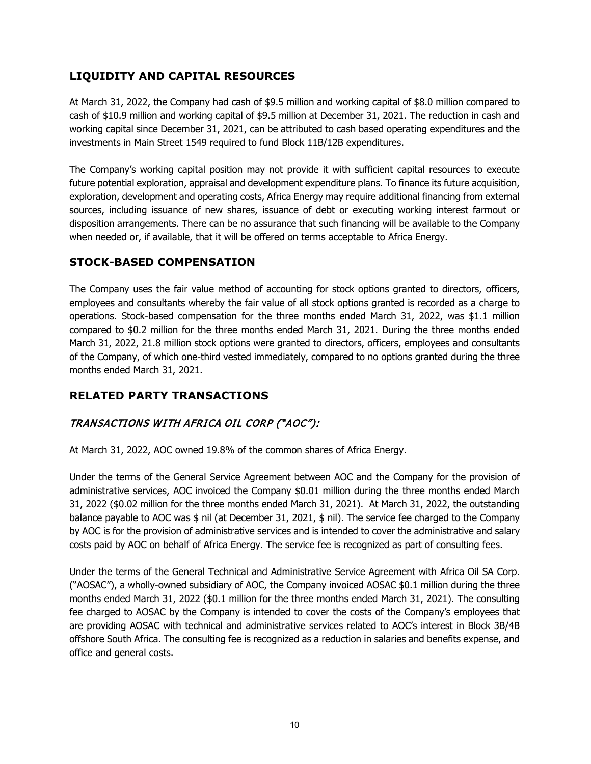## LIQUIDITY AND CAPITAL RESOURCES

At March 31, 2022, the Company had cash of $9.5 million and working capital of $8.0 million compared to cash of $10.9 million and working capital of $9.5 million at December 31, 2021. The reduction in cash and working capital since December 31, 2021, can be attributed to cash based operating expenditures and the investments in Main Street 1549 required to fund Block 11B/12B expenditures.

The Company's working capital position may not provide it with sufficient capital resources to execute future potential exploration, appraisal and development expenditure plans. To finance its future acquisition, exploration, development and operating costs, Africa Energy may require additional financing from external sources, including issuance of new shares, issuance of debt or executing working interest farmout or disposition arrangements. There can be no assurance that such financing will be available to the Company when needed or, if available, that it will be offered on terms acceptable to Africa Energy.

## STOCK-BASED COMPENSATION

The Company uses the fair value method of accounting for stock options granted to directors, officers, employees and consultants whereby the fair value of all stock options granted is recorded as a charge to operations. Stock-based compensation for the three months ended March 31, 2022, was $1.1 million compared to $0.2 million for the three months ended March 31, 2021. During the three months ended March 31, 2022, 21.8 million stock options were granted to directors, officers, employees and consultants of the Company, of which one-third vested immediately, compared to no options granted during the three months ended March 31, 2021.

## RELATED PARTY TRANSACTIONS

### *TRANSACTIONS WITH AFRICA OIL CORP ("AOC"):*

At March 31, 2022, AOC owned 19.8% of the common shares of Africa Energy.

Under the terms of the General Service Agreement between AOC and the Company for the provision of administrative services, AOC invoiced the Company $0.01 million during the three months ended March 31, 2022 ($0.02 million for the three months ended March 31, 2021). At March 31, 2022, the outstanding balance payable to AOC was $ nil (at December 31, 2021, $ nil). The service fee charged to the Company by AOC is for the provision of administrative services and is intended to cover the administrative and salary costs paid by AOC on behalf of Africa Energy. The service fee is recognized as part of consulting fees.

Under the terms of the General Technical and Administrative Service Agreement with Africa Oil SA Corp. ("AOSAC"), a wholly-owned subsidiary of AOC, the Company invoiced AOSAC $0.1 million during the three months ended March 31, 2022 ($0.1 million for the three months ended March 31, 2021). The consulting fee charged to AOSAC by the Company is intended to cover the costs of the Company's employees that are providing AOSAC with technical and administrative services related to AOC's interest in Block 3B/4B offshore South Africa. The consulting fee is recognized as a reduction in salaries and benefits expense, and office and general costs.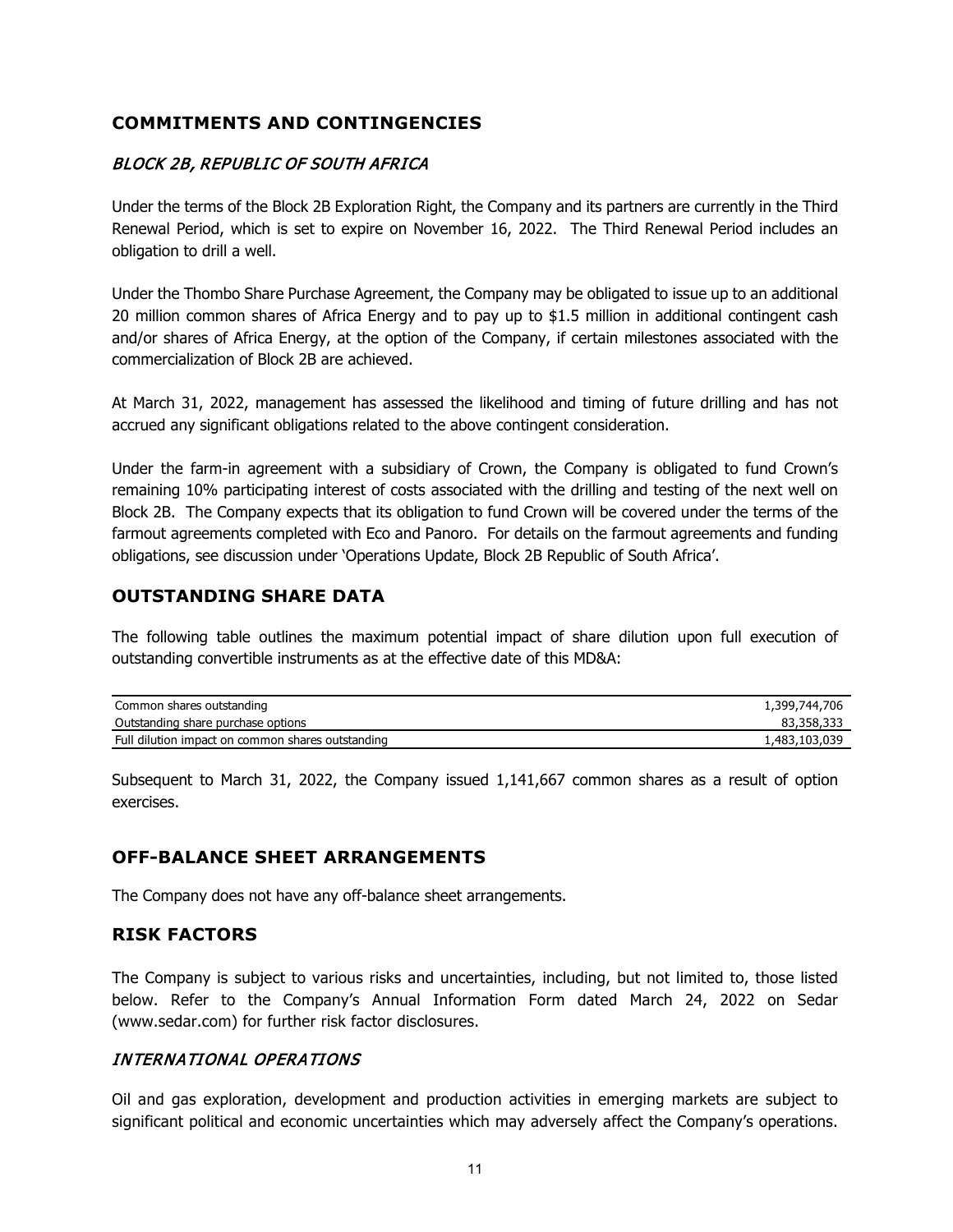## COMMITMENTS AND CONTINGENCIES

### *BLOCK 2B, REPUBLIC OF SOUTH AFRICA*

Under the terms of the Block 2B Exploration Right, the Company and its partners are currently in the Third Renewal Period, which is set to expire on November 16, 2022. The Third Renewal Period includes an obligation to drill a well.

Under the Thombo Share Purchase Agreement, the Company may be obligated to issue up to an additional 20 million common shares of Africa Energy and to pay up to $1.5 million in additional contingent cash and/or shares of Africa Energy, at the option of the Company, if certain milestones associated with the commercialization of Block 2B are achieved.

At March 31, 2022, management has assessed the likelihood and timing of future drilling and has not accrued any significant obligations related to the above contingent consideration.

Under the farm-in agreement with a subsidiary of Crown, the Company is obligated to fund Crown's remaining 10% participating interest of costs associated with the drilling and testing of the next well on Block 2B. The Company expects that its obligation to fund Crown will be covered under the terms of the farmout agreements completed with Eco and Panoro. For details on the farmout agreements and funding obligations, see discussion under 'Operations Update, Block 2B Republic of South Africa'.

## OUTSTANDING SHARE DATA

The following table outlines the maximum potential impact of share dilution upon full execution of outstanding convertible instruments as at the effective date of this MD&A:

| | |
|---|---:|
| Common shares outstanding | 1,399,744,706 |
| Outstanding share purchase options | 83,358,333 |
| Full dilution impact on common shares outstanding | 1,483,103,039 |

Subsequent to March 31, 2022, the Company issued 1,141,667 common shares as a result of option exercises.

## OFF-BALANCE SHEET ARRANGEMENTS

The Company does not have any off-balance sheet arrangements.

## RISK FACTORS

The Company is subject to various risks and uncertainties, including, but not limited to, those listed below. Refer to the Company's Annual Information Form dated March 24, 2022 on Sedar (www.sedar.com) for further risk factor disclosures.

### *INTERNATIONAL OPERATIONS*

Oil and gas exploration, development and production activities in emerging markets are subject to significant political and economic uncertainties which may adversely affect the Company's operations.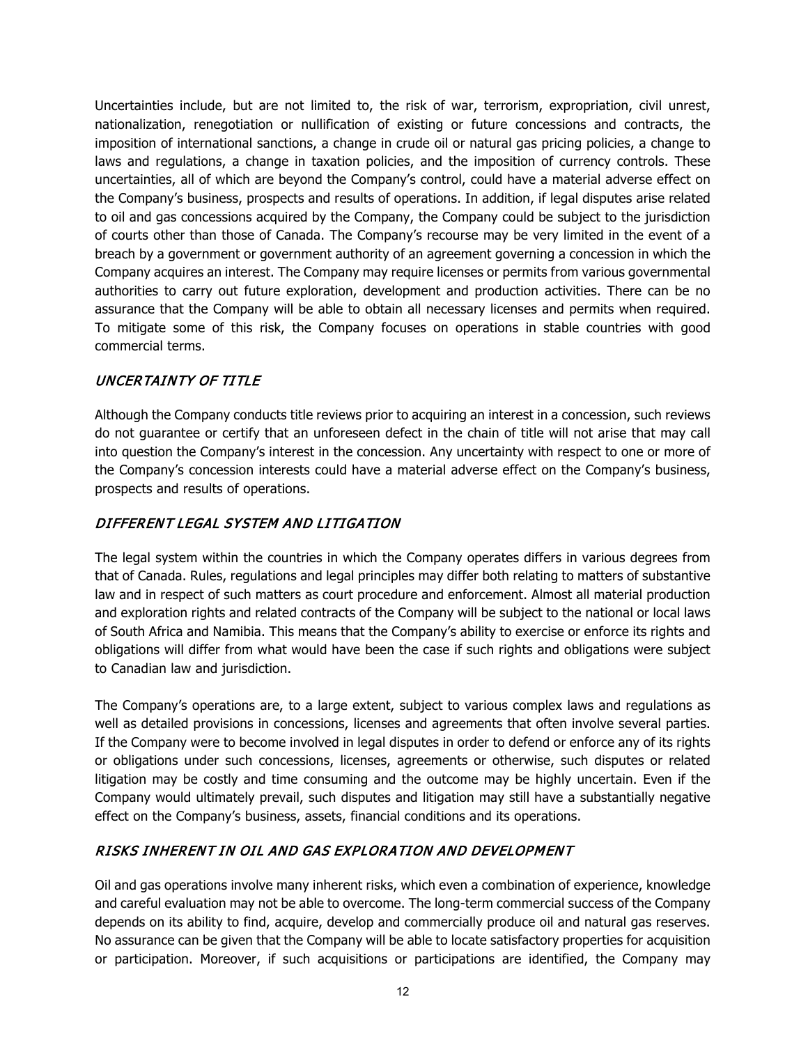Uncertainties include, but are not limited to, the risk of war, terrorism, expropriation, civil unrest, nationalization, renegotiation or nullification of existing or future concessions and contracts, the imposition of international sanctions, a change in crude oil or natural gas pricing policies, a change to laws and regulations, a change in taxation policies, and the imposition of currency controls. These uncertainties, all of which are beyond the Company's control, could have a material adverse effect on the Company's business, prospects and results of operations. In addition, if legal disputes arise related to oil and gas concessions acquired by the Company, the Company could be subject to the jurisdiction of courts other than those of Canada. The Company's recourse may be very limited in the event of a breach by a government or government authority of an agreement governing a concession in which the Company acquires an interest. The Company may require licenses or permits from various governmental authorities to carry out future exploration, development and production activities. There can be no assurance that the Company will be able to obtain all necessary licenses and permits when required. To mitigate some of this risk, the Company focuses on operations in stable countries with good commercial terms.

### *UNCERTAINTY OF TITLE*

Although the Company conducts title reviews prior to acquiring an interest in a concession, such reviews do not guarantee or certify that an unforeseen defect in the chain of title will not arise that may call into question the Company's interest in the concession. Any uncertainty with respect to one or more of the Company's concession interests could have a material adverse effect on the Company's business, prospects and results of operations.

### *DIFFERENT LEGAL SYSTEM AND LITIGATION*

The legal system within the countries in which the Company operates differs in various degrees from that of Canada. Rules, regulations and legal principles may differ both relating to matters of substantive law and in respect of such matters as court procedure and enforcement. Almost all material production and exploration rights and related contracts of the Company will be subject to the national or local laws of South Africa and Namibia. This means that the Company's ability to exercise or enforce its rights and obligations will differ from what would have been the case if such rights and obligations were subject to Canadian law and jurisdiction.

The Company's operations are, to a large extent, subject to various complex laws and regulations as well as detailed provisions in concessions, licenses and agreements that often involve several parties. If the Company were to become involved in legal disputes in order to defend or enforce any of its rights or obligations under such concessions, licenses, agreements or otherwise, such disputes or related litigation may be costly and time consuming and the outcome may be highly uncertain. Even if the Company would ultimately prevail, such disputes and litigation may still have a substantially negative effect on the Company's business, assets, financial conditions and its operations.

### *RISKS INHERENT IN OIL AND GAS EXPLORATION AND DEVELOPMENT*

Oil and gas operations involve many inherent risks, which even a combination of experience, knowledge and careful evaluation may not be able to overcome. The long-term commercial success of the Company depends on its ability to find, acquire, develop and commercially produce oil and natural gas reserves. No assurance can be given that the Company will be able to locate satisfactory properties for acquisition or participation. Moreover, if such acquisitions or participations are identified, the Company may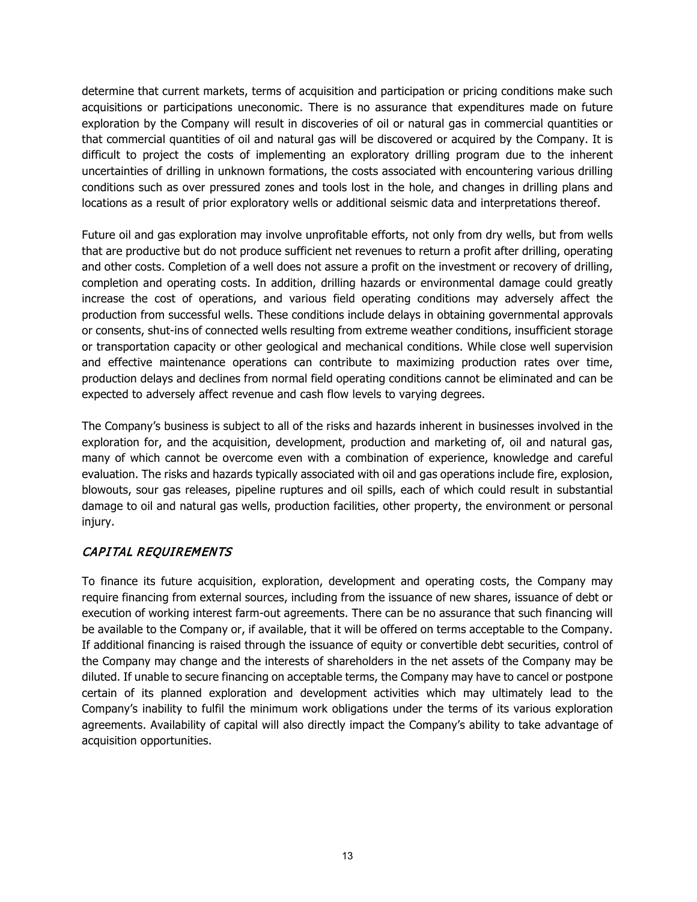determine that current markets, terms of acquisition and participation or pricing conditions make such acquisitions or participations uneconomic. There is no assurance that expenditures made on future exploration by the Company will result in discoveries of oil or natural gas in commercial quantities or that commercial quantities of oil and natural gas will be discovered or acquired by the Company. It is difficult to project the costs of implementing an exploratory drilling program due to the inherent uncertainties of drilling in unknown formations, the costs associated with encountering various drilling conditions such as over pressured zones and tools lost in the hole, and changes in drilling plans and locations as a result of prior exploratory wells or additional seismic data and interpretations thereof.

Future oil and gas exploration may involve unprofitable efforts, not only from dry wells, but from wells that are productive but do not produce sufficient net revenues to return a profit after drilling, operating and other costs. Completion of a well does not assure a profit on the investment or recovery of drilling, completion and operating costs. In addition, drilling hazards or environmental damage could greatly increase the cost of operations, and various field operating conditions may adversely affect the production from successful wells. These conditions include delays in obtaining governmental approvals or consents, shut-ins of connected wells resulting from extreme weather conditions, insufficient storage or transportation capacity or other geological and mechanical conditions. While close well supervision and effective maintenance operations can contribute to maximizing production rates over time, production delays and declines from normal field operating conditions cannot be eliminated and can be expected to adversely affect revenue and cash flow levels to varying degrees.

The Company's business is subject to all of the risks and hazards inherent in businesses involved in the exploration for, and the acquisition, development, production and marketing of, oil and natural gas, many of which cannot be overcome even with a combination of experience, knowledge and careful evaluation. The risks and hazards typically associated with oil and gas operations include fire, explosion, blowouts, sour gas releases, pipeline ruptures and oil spills, each of which could result in substantial damage to oil and natural gas wells, production facilities, other property, the environment or personal injury.

## *CAPITAL REQUIREMENTS*

To finance its future acquisition, exploration, development and operating costs, the Company may require financing from external sources, including from the issuance of new shares, issuance of debt or execution of working interest farm-out agreements. There can be no assurance that such financing will be available to the Company or, if available, that it will be offered on terms acceptable to the Company. If additional financing is raised through the issuance of equity or convertible debt securities, control of the Company may change and the interests of shareholders in the net assets of the Company may be diluted. If unable to secure financing on acceptable terms, the Company may have to cancel or postpone certain of its planned exploration and development activities which may ultimately lead to the Company's inability to fulfil the minimum work obligations under the terms of its various exploration agreements. Availability of capital will also directly impact the Company's ability to take advantage of acquisition opportunities.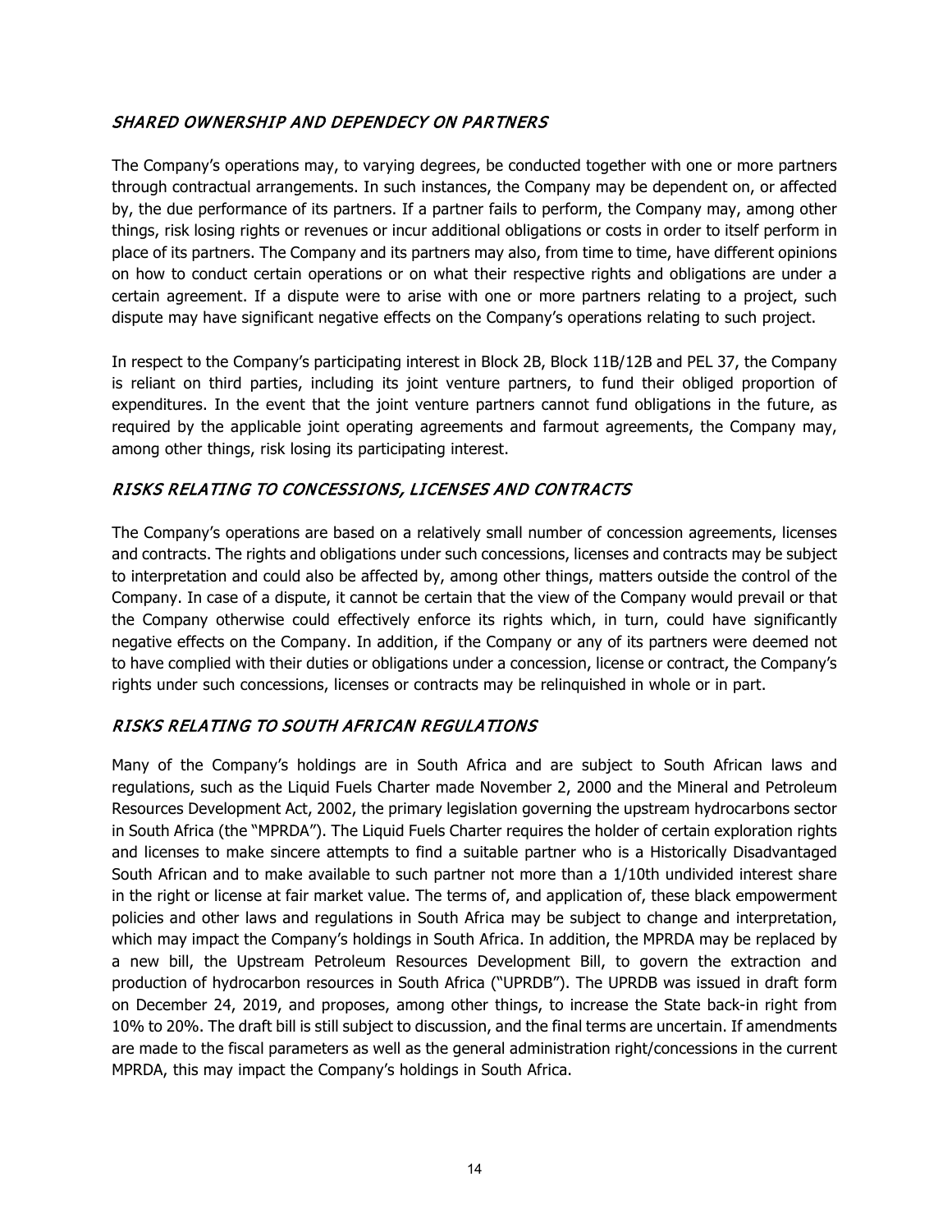### *SHARED OWNERSHIP AND DEPENDECY ON PARTNERS*

The Company's operations may, to varying degrees, be conducted together with one or more partners through contractual arrangements. In such instances, the Company may be dependent on, or affected by, the due performance of its partners. If a partner fails to perform, the Company may, among other things, risk losing rights or revenues or incur additional obligations or costs in order to itself perform in place of its partners. The Company and its partners may also, from time to time, have different opinions on how to conduct certain operations or on what their respective rights and obligations are under a certain agreement. If a dispute were to arise with one or more partners relating to a project, such dispute may have significant negative effects on the Company's operations relating to such project.

In respect to the Company's participating interest in Block 2B, Block 11B/12B and PEL 37, the Company is reliant on third parties, including its joint venture partners, to fund their obliged proportion of expenditures. In the event that the joint venture partners cannot fund obligations in the future, as required by the applicable joint operating agreements and farmout agreements, the Company may, among other things, risk losing its participating interest.

### *RISKS RELATING TO CONCESSIONS, LICENSES AND CONTRACTS*

The Company's operations are based on a relatively small number of concession agreements, licenses and contracts. The rights and obligations under such concessions, licenses and contracts may be subject to interpretation and could also be affected by, among other things, matters outside the control of the Company. In case of a dispute, it cannot be certain that the view of the Company would prevail or that the Company otherwise could effectively enforce its rights which, in turn, could have significantly negative effects on the Company. In addition, if the Company or any of its partners were deemed not to have complied with their duties or obligations under a concession, license or contract, the Company's rights under such concessions, licenses or contracts may be relinquished in whole or in part.

### *RISKS RELATING TO SOUTH AFRICAN REGULATIONS*

Many of the Company's holdings are in South Africa and are subject to South African laws and regulations, such as the Liquid Fuels Charter made November 2, 2000 and the Mineral and Petroleum Resources Development Act, 2002, the primary legislation governing the upstream hydrocarbons sector in South Africa (the "MPRDA"). The Liquid Fuels Charter requires the holder of certain exploration rights and licenses to make sincere attempts to find a suitable partner who is a Historically Disadvantaged South African and to make available to such partner not more than a 1/10th undivided interest share in the right or license at fair market value. The terms of, and application of, these black empowerment policies and other laws and regulations in South Africa may be subject to change and interpretation, which may impact the Company's holdings in South Africa. In addition, the MPRDA may be replaced by a new bill, the Upstream Petroleum Resources Development Bill, to govern the extraction and production of hydrocarbon resources in South Africa ("UPRDB"). The UPRDB was issued in draft form on December 24, 2019, and proposes, among other things, to increase the State back-in right from 10% to 20%. The draft bill is still subject to discussion, and the final terms are uncertain. If amendments are made to the fiscal parameters as well as the general administration right/concessions in the current MPRDA, this may impact the Company's holdings in South Africa.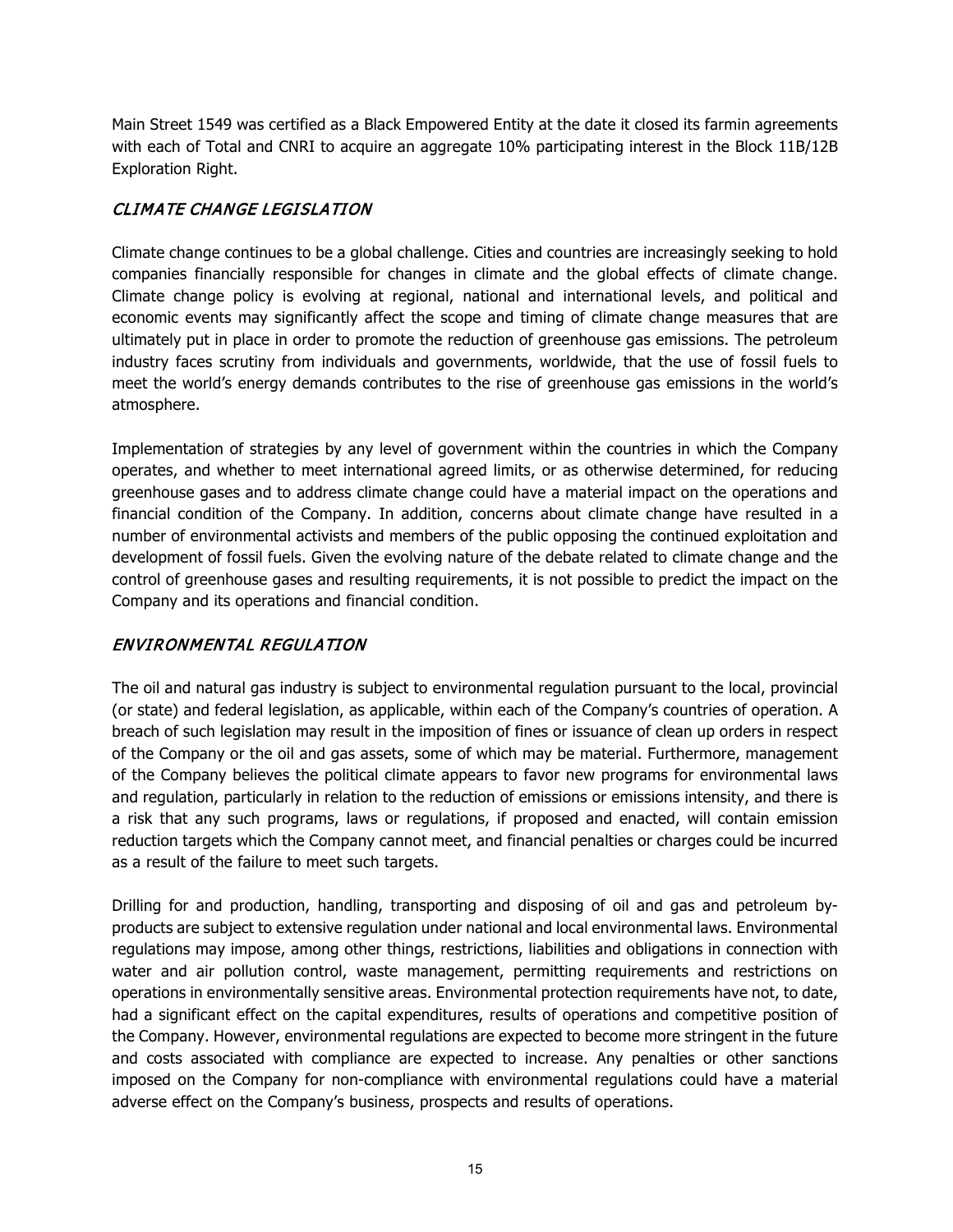Main Street 1549 was certified as a Black Empowered Entity at the date it closed its farmin agreements with each of Total and CNRI to acquire an aggregate 10% participating interest in the Block 11B/12B Exploration Right.

## *CLIMATE CHANGE LEGISLATION*

Climate change continues to be a global challenge. Cities and countries are increasingly seeking to hold companies financially responsible for changes in climate and the global effects of climate change. Climate change policy is evolving at regional, national and international levels, and political and economic events may significantly affect the scope and timing of climate change measures that are ultimately put in place in order to promote the reduction of greenhouse gas emissions. The petroleum industry faces scrutiny from individuals and governments, worldwide, that the use of fossil fuels to meet the world's energy demands contributes to the rise of greenhouse gas emissions in the world's atmosphere.

Implementation of strategies by any level of government within the countries in which the Company operates, and whether to meet international agreed limits, or as otherwise determined, for reducing greenhouse gases and to address climate change could have a material impact on the operations and financial condition of the Company. In addition, concerns about climate change have resulted in a number of environmental activists and members of the public opposing the continued exploitation and development of fossil fuels. Given the evolving nature of the debate related to climate change and the control of greenhouse gases and resulting requirements, it is not possible to predict the impact on the Company and its operations and financial condition.

## *ENVIRONMENTAL REGULATION*

The oil and natural gas industry is subject to environmental regulation pursuant to the local, provincial (or state) and federal legislation, as applicable, within each of the Company's countries of operation. A breach of such legislation may result in the imposition of fines or issuance of clean up orders in respect of the Company or the oil and gas assets, some of which may be material. Furthermore, management of the Company believes the political climate appears to favor new programs for environmental laws and regulation, particularly in relation to the reduction of emissions or emissions intensity, and there is a risk that any such programs, laws or regulations, if proposed and enacted, will contain emission reduction targets which the Company cannot meet, and financial penalties or charges could be incurred as a result of the failure to meet such targets.

Drilling for and production, handling, transporting and disposing of oil and gas and petroleum by-products are subject to extensive regulation under national and local environmental laws. Environmental regulations may impose, among other things, restrictions, liabilities and obligations in connection with water and air pollution control, waste management, permitting requirements and restrictions on operations in environmentally sensitive areas. Environmental protection requirements have not, to date, had a significant effect on the capital expenditures, results of operations and competitive position of the Company. However, environmental regulations are expected to become more stringent in the future and costs associated with compliance are expected to increase. Any penalties or other sanctions imposed on the Company for non-compliance with environmental regulations could have a material adverse effect on the Company's business, prospects and results of operations.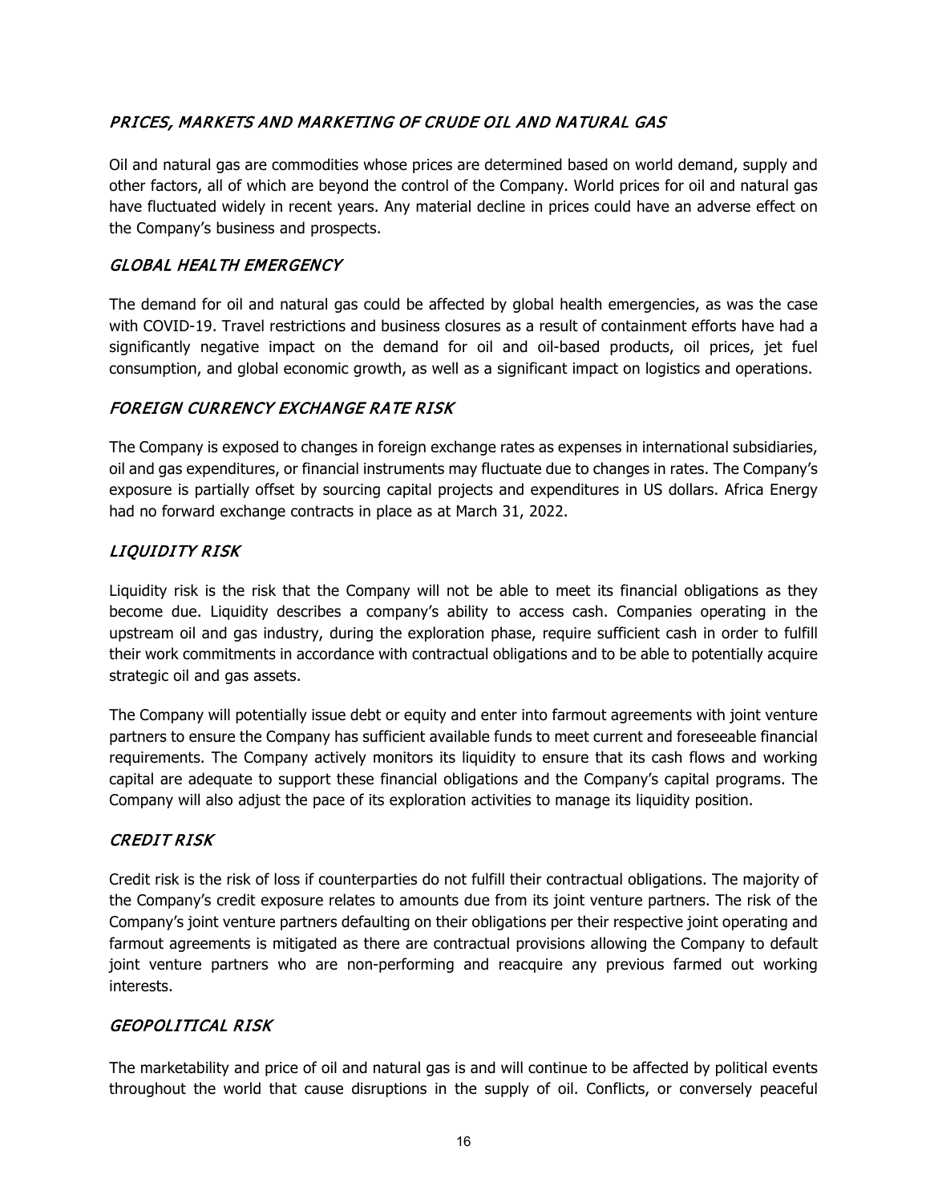## *PRICES, MARKETS AND MARKETING OF CRUDE OIL AND NATURAL GAS*

Oil and natural gas are commodities whose prices are determined based on world demand, supply and other factors, all of which are beyond the control of the Company. World prices for oil and natural gas have fluctuated widely in recent years. Any material decline in prices could have an adverse effect on the Company's business and prospects.

## *GLOBAL HEALTH EMERGENCY*

The demand for oil and natural gas could be affected by global health emergencies, as was the case with COVID-19. Travel restrictions and business closures as a result of containment efforts have had a significantly negative impact on the demand for oil and oil-based products, oil prices, jet fuel consumption, and global economic growth, as well as a significant impact on logistics and operations.

## *FOREIGN CURRENCY EXCHANGE RATE RISK*

The Company is exposed to changes in foreign exchange rates as expenses in international subsidiaries, oil and gas expenditures, or financial instruments may fluctuate due to changes in rates. The Company's exposure is partially offset by sourcing capital projects and expenditures in US dollars. Africa Energy had no forward exchange contracts in place as at March 31, 2022.

## *LIQUIDITY RISK*

Liquidity risk is the risk that the Company will not be able to meet its financial obligations as they become due. Liquidity describes a company's ability to access cash. Companies operating in the upstream oil and gas industry, during the exploration phase, require sufficient cash in order to fulfill their work commitments in accordance with contractual obligations and to be able to potentially acquire strategic oil and gas assets.

The Company will potentially issue debt or equity and enter into farmout agreements with joint venture partners to ensure the Company has sufficient available funds to meet current and foreseeable financial requirements. The Company actively monitors its liquidity to ensure that its cash flows and working capital are adequate to support these financial obligations and the Company's capital programs. The Company will also adjust the pace of its exploration activities to manage its liquidity position.

## *CREDIT RISK*

Credit risk is the risk of loss if counterparties do not fulfill their contractual obligations. The majority of the Company's credit exposure relates to amounts due from its joint venture partners. The risk of the Company's joint venture partners defaulting on their obligations per their respective joint operating and farmout agreements is mitigated as there are contractual provisions allowing the Company to default joint venture partners who are non-performing and reacquire any previous farmed out working interests.

## *GEOPOLITICAL RISK*

The marketability and price of oil and natural gas is and will continue to be affected by political events throughout the world that cause disruptions in the supply of oil. Conflicts, or conversely peaceful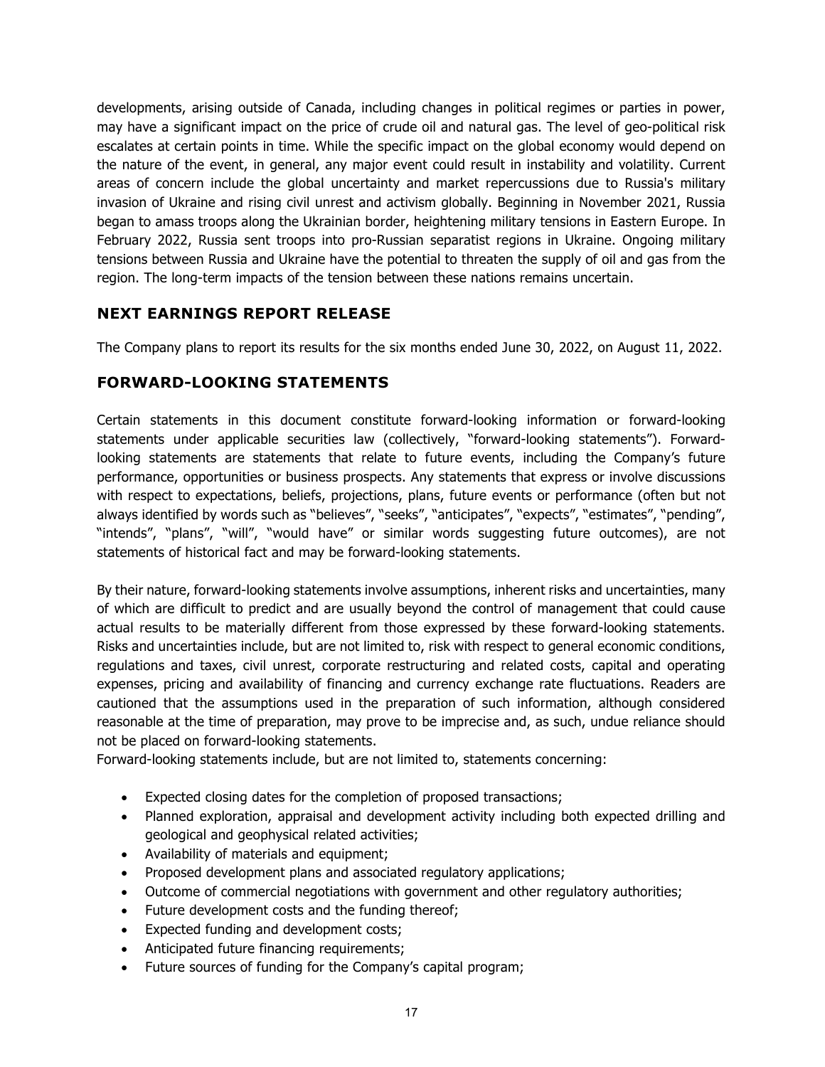developments, arising outside of Canada, including changes in political regimes or parties in power, may have a significant impact on the price of crude oil and natural gas. The level of geo-political risk escalates at certain points in time. While the specific impact on the global economy would depend on the nature of the event, in general, any major event could result in instability and volatility. Current areas of concern include the global uncertainty and market repercussions due to Russia's military invasion of Ukraine and rising civil unrest and activism globally. Beginning in November 2021, Russia began to amass troops along the Ukrainian border, heightening military tensions in Eastern Europe. In February 2022, Russia sent troops into pro-Russian separatist regions in Ukraine. Ongoing military tensions between Russia and Ukraine have the potential to threaten the supply of oil and gas from the region. The long-term impacts of the tension between these nations remains uncertain.

## NEXT EARNINGS REPORT RELEASE

The Company plans to report its results for the six months ended June 30, 2022, on August 11, 2022.

## FORWARD-LOOKING STATEMENTS

Certain statements in this document constitute forward-looking information or forward-looking statements under applicable securities law (collectively, "forward-looking statements"). Forward-looking statements are statements that relate to future events, including the Company's future performance, opportunities or business prospects. Any statements that express or involve discussions with respect to expectations, beliefs, projections, plans, future events or performance (often but not always identified by words such as "believes", "seeks", "anticipates", "expects", "estimates", "pending", "intends", "plans", "will", "would have" or similar words suggesting future outcomes), are not statements of historical fact and may be forward-looking statements.

By their nature, forward-looking statements involve assumptions, inherent risks and uncertainties, many of which are difficult to predict and are usually beyond the control of management that could cause actual results to be materially different from those expressed by these forward-looking statements. Risks and uncertainties include, but are not limited to, risk with respect to general economic conditions, regulations and taxes, civil unrest, corporate restructuring and related costs, capital and operating expenses, pricing and availability of financing and currency exchange rate fluctuations. Readers are cautioned that the assumptions used in the preparation of such information, although considered reasonable at the time of preparation, may prove to be imprecise and, as such, undue reliance should not be placed on forward-looking statements.

Forward-looking statements include, but are not limited to, statements concerning:

- Expected closing dates for the completion of proposed transactions;
- Planned exploration, appraisal and development activity including both expected drilling and geological and geophysical related activities;
- Availability of materials and equipment;
- Proposed development plans and associated regulatory applications;
- Outcome of commercial negotiations with government and other regulatory authorities;
- Future development costs and the funding thereof;
- Expected funding and development costs;
- Anticipated future financing requirements;
- Future sources of funding for the Company's capital program;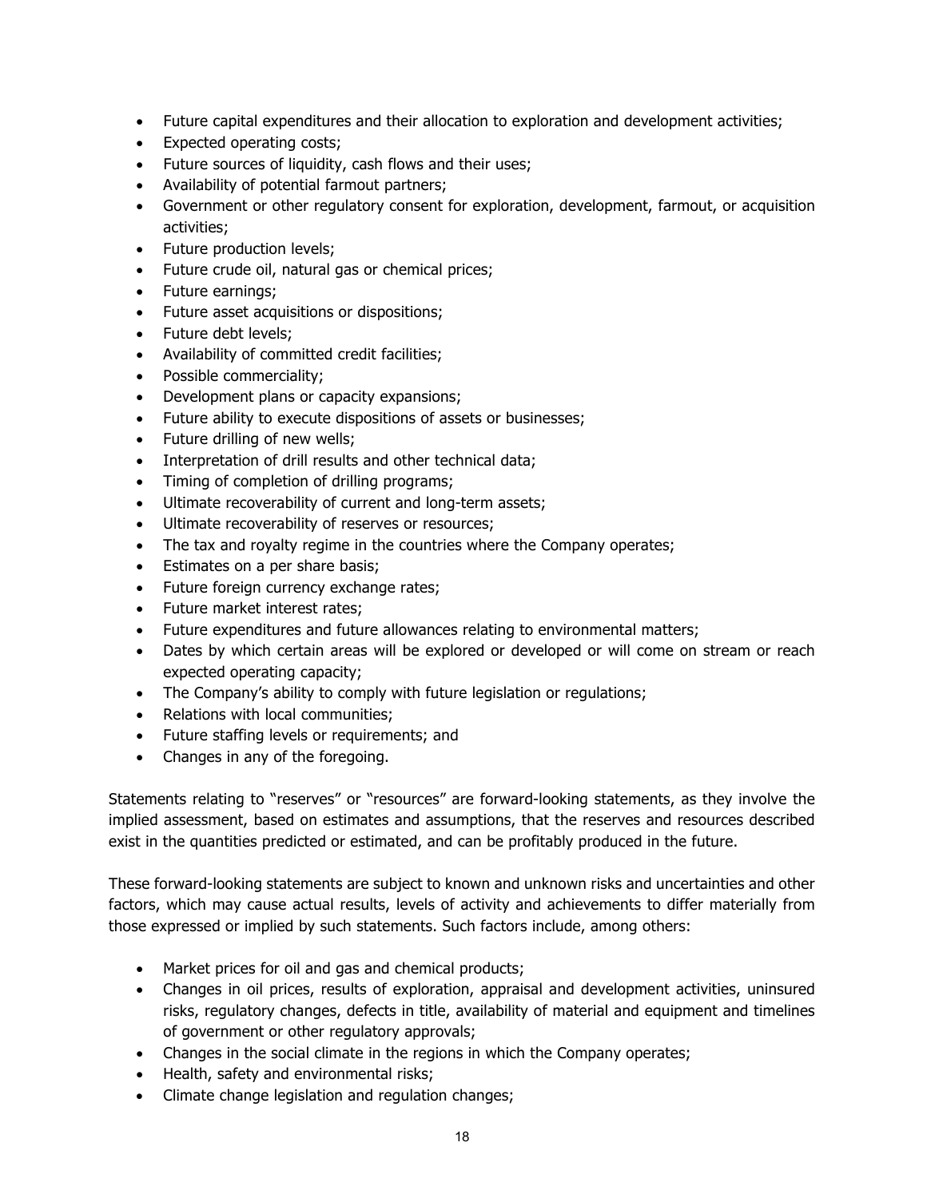- Future capital expenditures and their allocation to exploration and development activities;
- Expected operating costs;
- Future sources of liquidity, cash flows and their uses;
- Availability of potential farmout partners;
- Government or other regulatory consent for exploration, development, farmout, or acquisition activities;
- Future production levels;
- Future crude oil, natural gas or chemical prices;
- Future earnings;
- Future asset acquisitions or dispositions;
- Future debt levels;
- Availability of committed credit facilities;
- Possible commerciality;
- Development plans or capacity expansions;
- Future ability to execute dispositions of assets or businesses;
- Future drilling of new wells;
- Interpretation of drill results and other technical data;
- Timing of completion of drilling programs;
- Ultimate recoverability of current and long-term assets;
- Ultimate recoverability of reserves or resources;
- The tax and royalty regime in the countries where the Company operates;
- Estimates on a per share basis;
- Future foreign currency exchange rates;
- Future market interest rates;
- Future expenditures and future allowances relating to environmental matters;
- Dates by which certain areas will be explored or developed or will come on stream or reach expected operating capacity;
- The Company's ability to comply with future legislation or regulations;
- Relations with local communities;
- Future staffing levels or requirements; and
- Changes in any of the foregoing.

Statements relating to "reserves" or "resources" are forward-looking statements, as they involve the implied assessment, based on estimates and assumptions, that the reserves and resources described exist in the quantities predicted or estimated, and can be profitably produced in the future.

These forward-looking statements are subject to known and unknown risks and uncertainties and other factors, which may cause actual results, levels of activity and achievements to differ materially from those expressed or implied by such statements. Such factors include, among others:

- Market prices for oil and gas and chemical products;
- Changes in oil prices, results of exploration, appraisal and development activities, uninsured risks, regulatory changes, defects in title, availability of material and equipment and timelines of government or other regulatory approvals;
- Changes in the social climate in the regions in which the Company operates;
- Health, safety and environmental risks;
- Climate change legislation and regulation changes;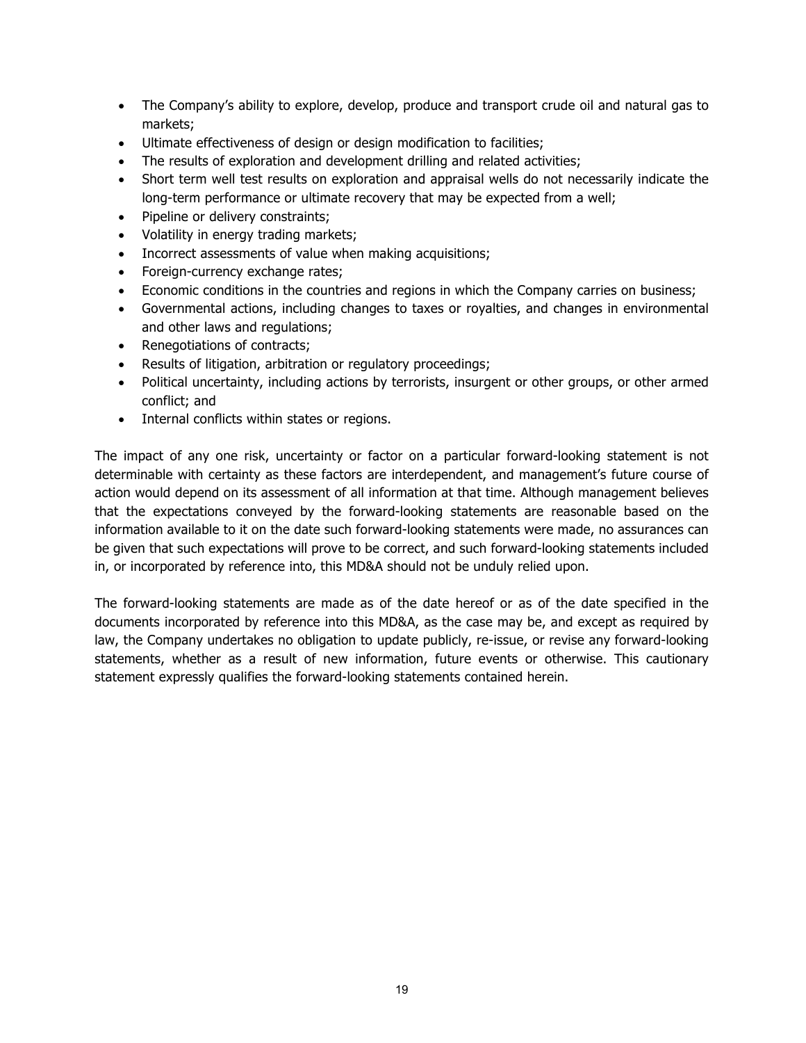- The Company's ability to explore, develop, produce and transport crude oil and natural gas to markets;
- Ultimate effectiveness of design or design modification to facilities;
- The results of exploration and development drilling and related activities;
- Short term well test results on exploration and appraisal wells do not necessarily indicate the long-term performance or ultimate recovery that may be expected from a well;
- Pipeline or delivery constraints;
- Volatility in energy trading markets;
- Incorrect assessments of value when making acquisitions;
- Foreign-currency exchange rates;
- Economic conditions in the countries and regions in which the Company carries on business;
- Governmental actions, including changes to taxes or royalties, and changes in environmental and other laws and regulations;
- Renegotiations of contracts;
- Results of litigation, arbitration or regulatory proceedings;
- Political uncertainty, including actions by terrorists, insurgent or other groups, or other armed conflict; and
- Internal conflicts within states or regions.

The impact of any one risk, uncertainty or factor on a particular forward-looking statement is not determinable with certainty as these factors are interdependent, and management's future course of action would depend on its assessment of all information at that time. Although management believes that the expectations conveyed by the forward-looking statements are reasonable based on the information available to it on the date such forward-looking statements were made, no assurances can be given that such expectations will prove to be correct, and such forward-looking statements included in, or incorporated by reference into, this MD&A should not be unduly relied upon.

The forward-looking statements are made as of the date hereof or as of the date specified in the documents incorporated by reference into this MD&A, as the case may be, and except as required by law, the Company undertakes no obligation to update publicly, re-issue, or revise any forward-looking statements, whether as a result of new information, future events or otherwise. This cautionary statement expressly qualifies the forward-looking statements contained herein.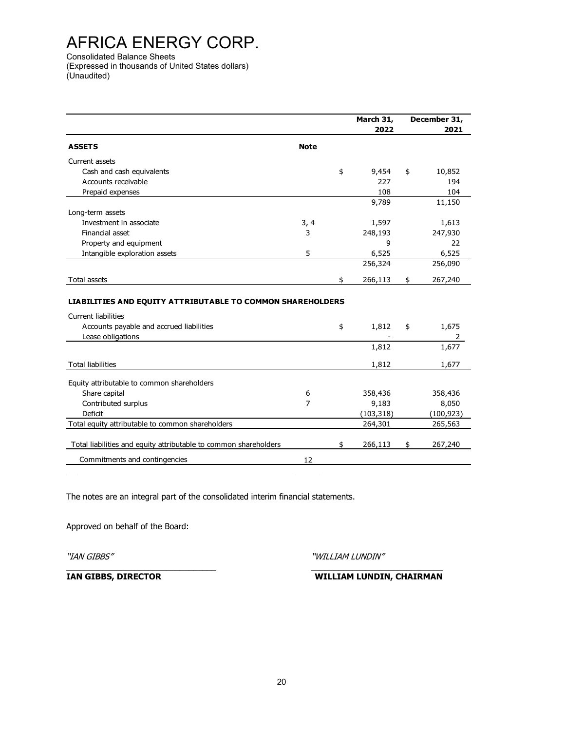# AFRICA ENERGY CORP.

Consolidated Balance Sheets
(Expressed in thousands of United States dollars)
(Unaudited)

| | | | March 31, 2022 | | December 31, 2021 |
|---|---|---|---|---|---|
| **ASSETS** | **Note** | | | | |
| Current assets | | | | | |
| Cash and cash equivalents | | $ | 9,454 | $ | 10,852 |
| Accounts receivable | | | 227 | | 194 |
| Prepaid expenses | | | 108 | | 104 |
| | | | 9,789 | | 11,150 |
| Long-term assets | | | | | |
| Investment in associate | 3, 4 | | 1,597 | | 1,613 |
| Financial asset | 3 | | 248,193 | | 247,930 |
| Property and equipment | | | 9 | | 22 |
| Intangible exploration assets | 5 | | 6,525 | | 6,525 |
| | | | 256,324 | | 256,090 |
| Total assets | | $ | 266,113 | $ | 267,240 |
| **LIABILITIES AND EQUITY ATTRIBUTABLE TO COMMON SHAREHOLDERS** | | | | | |
| Current liabilities | | | | | |
| Accounts payable and accrued liabilities | | $ | 1,812 | $ | 1,675 |
| Lease obligations | | | - | | 2 |
| | | | 1,812 | | 1,677 |
| Total liabilities | | | 1,812 | | 1,677 |
| Equity attributable to common shareholders | | | | | |
| Share capital | 6 | | 358,436 | | 358,436 |
| Contributed surplus | 7 | | 9,183 | | 8,050 |
| Deficit | | | (103,318) | | (100,923) |
| Total equity attributable to common shareholders | | | 264,301 | | 265,563 |
| Total liabilities and equity attributable to common shareholders | | $ | 266,113 | $ | 267,240 |
| Commitments and contingencies | 12 | | | | |

The notes are an integral part of the consolidated interim financial statements.

Approved on behalf of the Board:

*"IAN GIBBS"*
**IAN GIBBS, DIRECTOR**

*"WILLIAM LUNDIN"*
**WILLIAM LUNDIN, CHAIRMAN**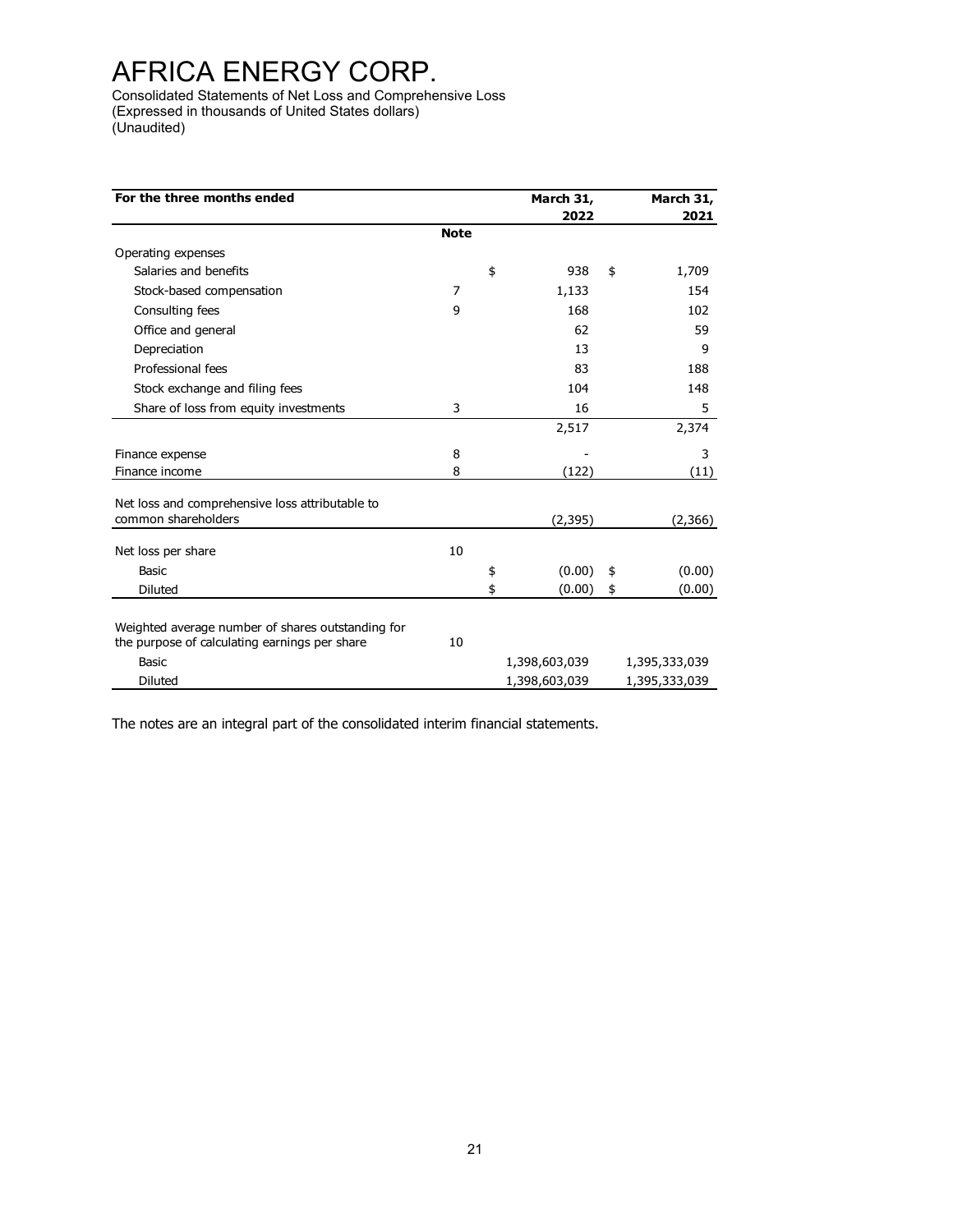# AFRICA ENERGY CORP.

Consolidated Statements of Net Loss and Comprehensive Loss
(Expressed in thousands of United States dollars)
(Unaudited)

| **For the three months ended** | **Note** | **March 31, 2022** | **March 31, 2021** |
|---|---|---|---|
| Operating expenses | | | |
| Salaries and benefits | | $ 938 | $ 1,709 |
| Stock-based compensation | 7 | 1,133 | 154 |
| Consulting fees | 9 | 168 | 102 |
| Office and general | | 62 | 59 |
| Depreciation | | 13 | 9 |
| Professional fees | | 83 | 188 |
| Stock exchange and filing fees | | 104 | 148 |
| Share of loss from equity investments | 3 | 16 | 5 |
| | | 2,517 | 2,374 |
| Finance expense | 8 | - | 3 |
| Finance income | 8 | (122) | (11) |
| Net loss and comprehensive loss attributable to common shareholders | | (2,395) | (2,366) |
| Net loss per share | 10 | | |
| Basic | | $ (0.00) | $ (0.00) |
| Diluted | | $ (0.00) | $ (0.00) |
| Weighted average number of shares outstanding for the purpose of calculating earnings per share | 10 | | |
| Basic | | 1,398,603,039 | 1,395,333,039 |
| Diluted | | 1,398,603,039 | 1,395,333,039 |

The notes are an integral part of the consolidated interim financial statements.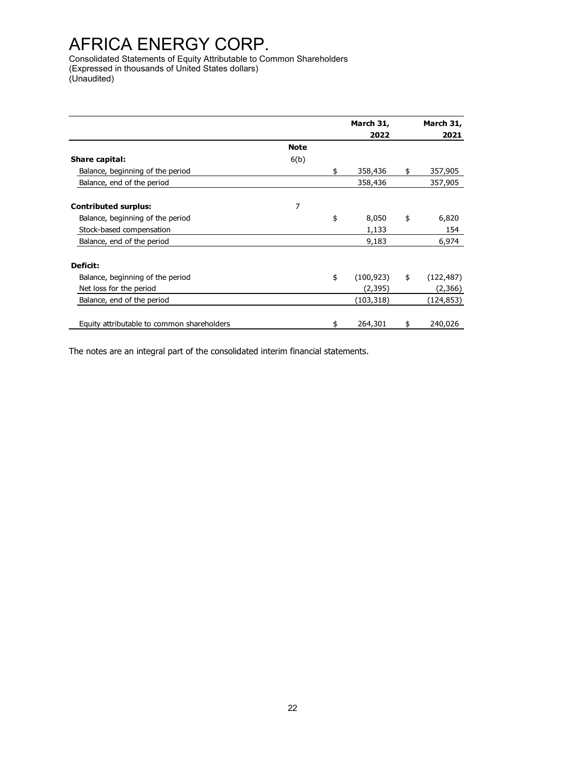# AFRICA ENERGY CORP.

Consolidated Statements of Equity Attributable to Common Shareholders
(Expressed in thousands of United States dollars)
(Unaudited)

| | Note | March 31, 2022 | March 31, 2021 |
|---|---|---|---|
| **Share capital:** | 6(b) | | |
| Balance, beginning of the period | | $ 358,436 | $ 357,905 |
| Balance, end of the period | | 358,436 | 357,905 |
| | | | |
| **Contributed surplus:** | 7 | | |
| Balance, beginning of the period | | $ 8,050 | $ 6,820 |
| Stock-based compensation | | 1,133 | 154 |
| Balance, end of the period | | 9,183 | 6,974 |
| | | | |
| **Deficit:** | | | |
| Balance, beginning of the period | | $ (100,923) | $ (122,487) |
| Net loss for the period | | (2,395) | (2,366) |
| Balance, end of the period | | (103,318) | (124,853) |
| | | | |
| Equity attributable to common shareholders | | $ 264,301 | $ 240,026 |

The notes are an integral part of the consolidated interim financial statements.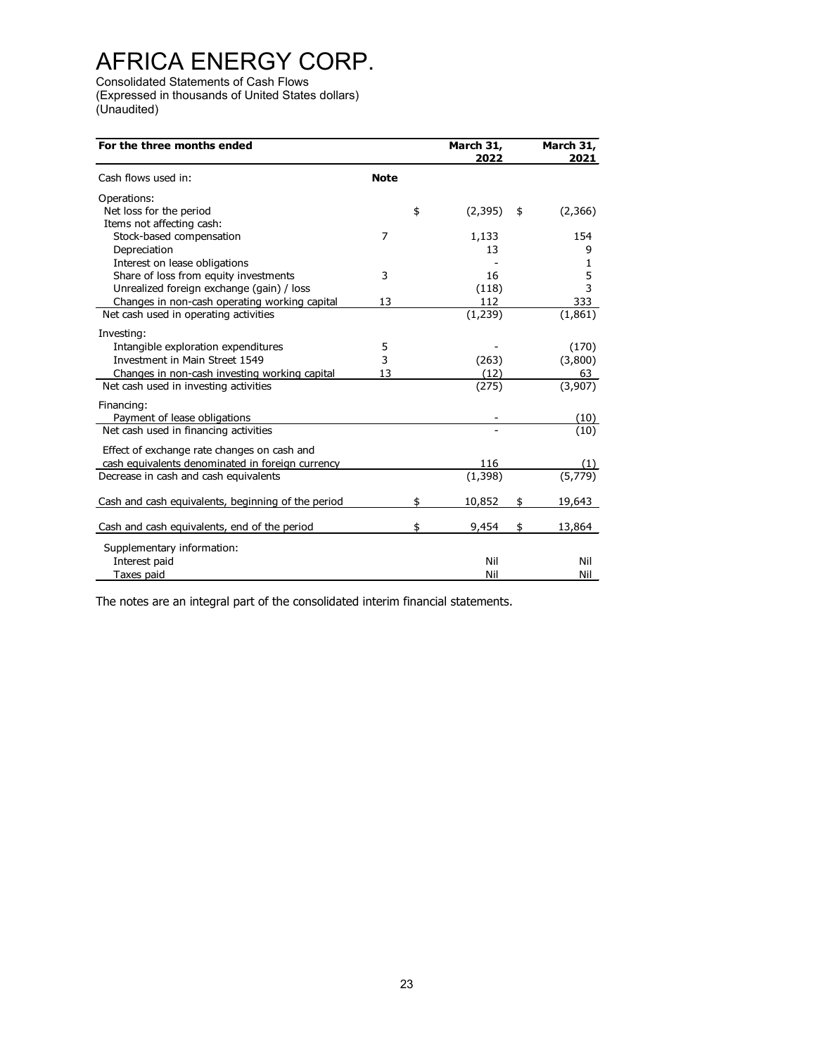# AFRICA ENERGY CORP.

Consolidated Statements of Cash Flows
(Expressed in thousands of United States dollars)
(Unaudited)

| For the three months ended | | March 31, 2022 | March 31, 2021 |
|---|---|---|---|
| Cash flows used in: | **Note** | | |
| Operations: | | | |
| Net loss for the period | | $ (2,395) | $ (2,366) |
| Items not affecting cash: | | | |
| Stock-based compensation | 7 | 1,133 | 154 |
| Depreciation | | 13 | 9 |
| Interest on lease obligations | | - | 1 |
| Share of loss from equity investments | 3 | 16 | 5 |
| Unrealized foreign exchange (gain) / loss | | (118) | 3 |
| Changes in non-cash operating working capital | 13 | 112 | 333 |
| Net cash used in operating activities | | (1,239) | (1,861) |
| Investing: | | | |
| Intangible exploration expenditures | 5 | - | (170) |
| Investment in Main Street 1549 | 3 | (263) | (3,800) |
| Changes in non-cash investing working capital | 13 | (12) | 63 |
| Net cash used in investing activities | | (275) | (3,907) |
| Financing: | | | |
| Payment of lease obligations | | - | (10) |
| Net cash used in financing activities | | - | (10) |
| Effect of exchange rate changes on cash and cash equivalents denominated in foreign currency | | 116 | (1) |
| Decrease in cash and cash equivalents | | (1,398) | (5,779) |
| Cash and cash equivalents, beginning of the period | | $ 10,852 | $ 19,643 |
| Cash and cash equivalents, end of the period | | $ 9,454 | $ 13,864 |
| Supplementary information: | | | |
| Interest paid | | Nil | Nil |
| Taxes paid | | Nil | Nil |

The notes are an integral part of the consolidated interim financial statements.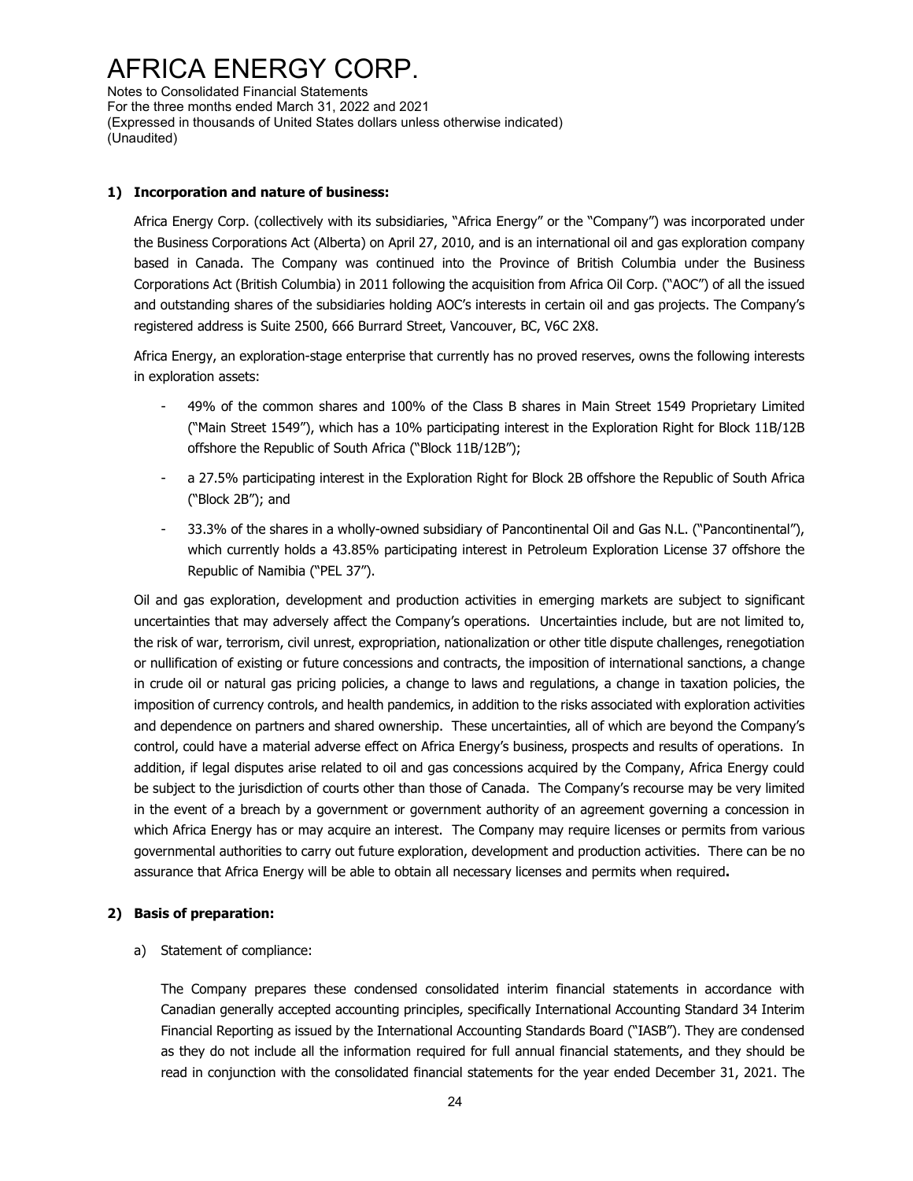1) **Incorporation and nature of business:**

Africa Energy Corp. (collectively with its subsidiaries, "Africa Energy" or the "Company") was incorporated under the Business Corporations Act (Alberta) on April 27, 2010, and is an international oil and gas exploration company based in Canada. The Company was continued into the Province of British Columbia under the Business Corporations Act (British Columbia) in 2011 following the acquisition from Africa Oil Corp. ("AOC") of all the issued and outstanding shares of the subsidiaries holding AOC's interests in certain oil and gas projects. The Company's registered address is Suite 2500, 666 Burrard Street, Vancouver, BC, V6C 2X8.

Africa Energy, an exploration-stage enterprise that currently has no proved reserves, owns the following interests in exploration assets:

- 49% of the common shares and 100% of the Class B shares in Main Street 1549 Proprietary Limited ("Main Street 1549"), which has a 10% participating interest in the Exploration Right for Block 11B/12B offshore the Republic of South Africa ("Block 11B/12B");
- a 27.5% participating interest in the Exploration Right for Block 2B offshore the Republic of South Africa ("Block 2B"); and
- 33.3% of the shares in a wholly-owned subsidiary of Pancontinental Oil and Gas N.L. ("Pancontinental"), which currently holds a 43.85% participating interest in Petroleum Exploration License 37 offshore the Republic of Namibia ("PEL 37").

Oil and gas exploration, development and production activities in emerging markets are subject to significant uncertainties that may adversely affect the Company's operations. Uncertainties include, but are not limited to, the risk of war, terrorism, civil unrest, expropriation, nationalization or other title dispute challenges, renegotiation or nullification of existing or future concessions and contracts, the imposition of international sanctions, a change in crude oil or natural gas pricing policies, a change to laws and regulations, a change in taxation policies, the imposition of currency controls, and health pandemics, in addition to the risks associated with exploration activities and dependence on partners and shared ownership. These uncertainties, all of which are beyond the Company's control, could have a material adverse effect on Africa Energy's business, prospects and results of operations. In addition, if legal disputes arise related to oil and gas concessions acquired by the Company, Africa Energy could be subject to the jurisdiction of courts other than those of Canada. The Company's recourse may be very limited in the event of a breach by a government or government authority of an agreement governing a concession in which Africa Energy has or may acquire an interest. The Company may require licenses or permits from various governmental authorities to carry out future exploration, development and production activities. There can be no assurance that Africa Energy will be able to obtain all necessary licenses and permits when required**.**

2) **Basis of preparation:**

a) Statement of compliance:

The Company prepares these condensed consolidated interim financial statements in accordance with Canadian generally accepted accounting principles, specifically International Accounting Standard 34 Interim Financial Reporting as issued by the International Accounting Standards Board ("IASB"). They are condensed as they do not include all the information required for full annual financial statements, and they should be read in conjunction with the consolidated financial statements for the year ended December 31, 2021. The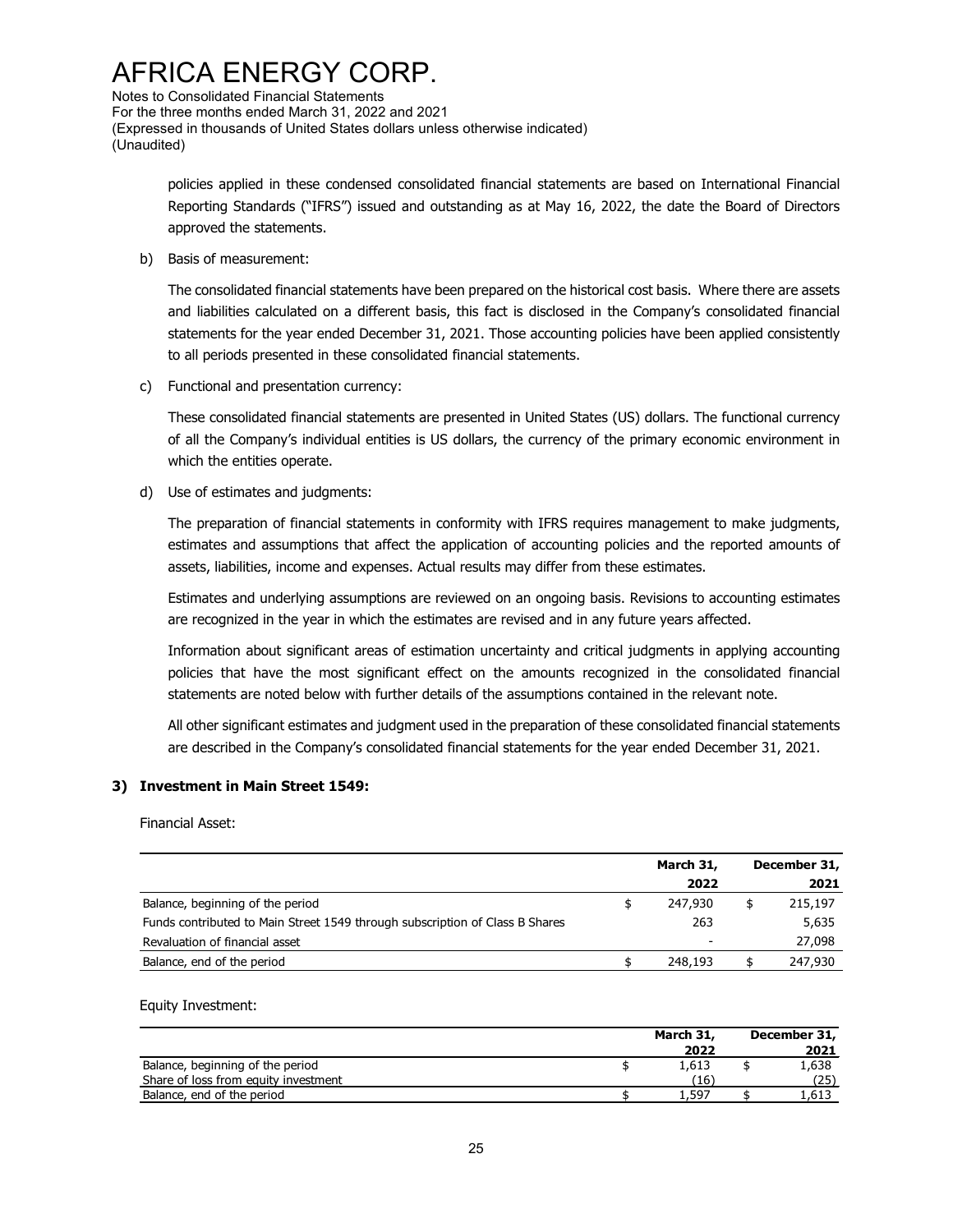policies applied in these condensed consolidated financial statements are based on International Financial Reporting Standards ("IFRS") issued and outstanding as at May 16, 2022, the date the Board of Directors approved the statements.

b) Basis of measurement:

The consolidated financial statements have been prepared on the historical cost basis. Where there are assets and liabilities calculated on a different basis, this fact is disclosed in the Company's consolidated financial statements for the year ended December 31, 2021. Those accounting policies have been applied consistently to all periods presented in these consolidated financial statements.

c) Functional and presentation currency:

These consolidated financial statements are presented in United States (US) dollars. The functional currency of all the Company's individual entities is US dollars, the currency of the primary economic environment in which the entities operate.

d) Use of estimates and judgments:

The preparation of financial statements in conformity with IFRS requires management to make judgments, estimates and assumptions that affect the application of accounting policies and the reported amounts of assets, liabilities, income and expenses. Actual results may differ from these estimates.

Estimates and underlying assumptions are reviewed on an ongoing basis. Revisions to accounting estimates are recognized in the year in which the estimates are revised and in any future years affected.

Information about significant areas of estimation uncertainty and critical judgments in applying accounting policies that have the most significant effect on the amounts recognized in the consolidated financial statements are noted below with further details of the assumptions contained in the relevant note.

All other significant estimates and judgment used in the preparation of these consolidated financial statements are described in the Company's consolidated financial statements for the year ended December 31, 2021.

## 3) Investment in Main Street 1549:

Financial Asset:

| | March 31, 2022 | December 31, 2021 |
|---|---|---|
| Balance, beginning of the period | $ 247,930 | $ 215,197 |
| Funds contributed to Main Street 1549 through subscription of Class B Shares | 263 | 5,635 |
| Revaluation of financial asset | - | 27,098 |
| Balance, end of the period | $ 248,193 | $ 247,930 |

Equity Investment:

| | March 31, 2022 | December 31, 2021 |
|---|---|---|
| Balance, beginning of the period | $ 1,613 | $ 1,638 |
| Share of loss from equity investment | (16) | (25) |
| Balance, end of the period | $ 1,597 | $ 1,613 |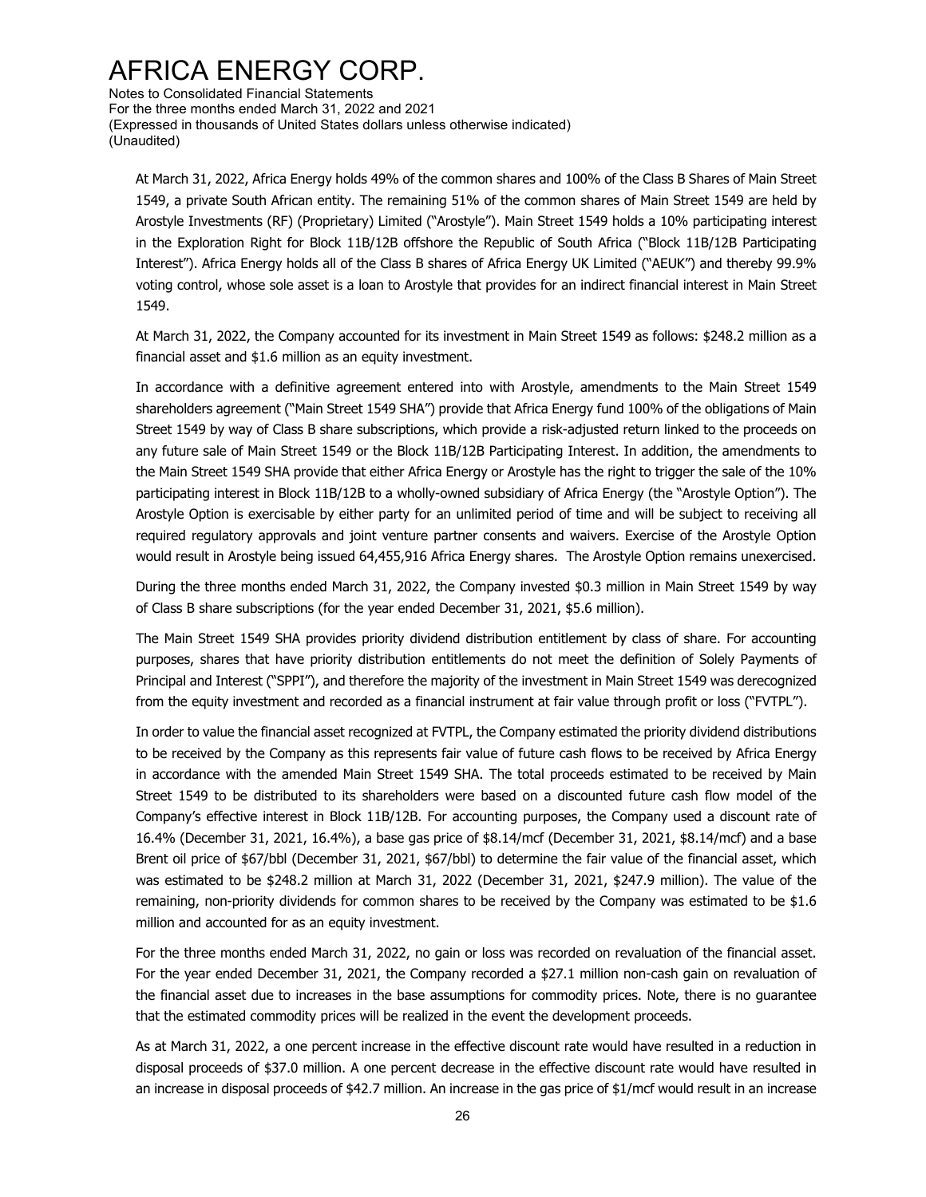At March 31, 2022, Africa Energy holds 49% of the common shares and 100% of the Class B Shares of Main Street 1549, a private South African entity. The remaining 51% of the common shares of Main Street 1549 are held by Arostyle Investments (RF) (Proprietary) Limited ("Arostyle"). Main Street 1549 holds a 10% participating interest in the Exploration Right for Block 11B/12B offshore the Republic of South Africa ("Block 11B/12B Participating Interest"). Africa Energy holds all of the Class B shares of Africa Energy UK Limited ("AEUK") and thereby 99.9% voting control, whose sole asset is a loan to Arostyle that provides for an indirect financial interest in Main Street 1549.

At March 31, 2022, the Company accounted for its investment in Main Street 1549 as follows: $248.2 million as a financial asset and $1.6 million as an equity investment.

In accordance with a definitive agreement entered into with Arostyle, amendments to the Main Street 1549 shareholders agreement ("Main Street 1549 SHA") provide that Africa Energy fund 100% of the obligations of Main Street 1549 by way of Class B share subscriptions, which provide a risk-adjusted return linked to the proceeds on any future sale of Main Street 1549 or the Block 11B/12B Participating Interest. In addition, the amendments to the Main Street 1549 SHA provide that either Africa Energy or Arostyle has the right to trigger the sale of the 10% participating interest in Block 11B/12B to a wholly-owned subsidiary of Africa Energy (the "Arostyle Option"). The Arostyle Option is exercisable by either party for an unlimited period of time and will be subject to receiving all required regulatory approvals and joint venture partner consents and waivers. Exercise of the Arostyle Option would result in Arostyle being issued 64,455,916 Africa Energy shares. The Arostyle Option remains unexercised.

During the three months ended March 31, 2022, the Company invested $0.3 million in Main Street 1549 by way of Class B share subscriptions (for the year ended December 31, 2021, $5.6 million).

The Main Street 1549 SHA provides priority dividend distribution entitlement by class of share. For accounting purposes, shares that have priority distribution entitlements do not meet the definition of Solely Payments of Principal and Interest ("SPPI"), and therefore the majority of the investment in Main Street 1549 was derecognized from the equity investment and recorded as a financial instrument at fair value through profit or loss ("FVTPL").

In order to value the financial asset recognized at FVTPL, the Company estimated the priority dividend distributions to be received by the Company as this represents fair value of future cash flows to be received by Africa Energy in accordance with the amended Main Street 1549 SHA. The total proceeds estimated to be received by Main Street 1549 to be distributed to its shareholders were based on a discounted future cash flow model of the Company's effective interest in Block 11B/12B. For accounting purposes, the Company used a discount rate of 16.4% (December 31, 2021, 16.4%), a base gas price of $8.14/mcf (December 31, 2021, $8.14/mcf) and a base Brent oil price of $67/bbl (December 31, 2021, $67/bbl) to determine the fair value of the financial asset, which was estimated to be $248.2 million at March 31, 2022 (December 31, 2021, $247.9 million). The value of the remaining, non-priority dividends for common shares to be received by the Company was estimated to be $1.6 million and accounted for as an equity investment.

For the three months ended March 31, 2022, no gain or loss was recorded on revaluation of the financial asset. For the year ended December 31, 2021, the Company recorded a $27.1 million non-cash gain on revaluation of the financial asset due to increases in the base assumptions for commodity prices. Note, there is no guarantee that the estimated commodity prices will be realized in the event the development proceeds.

As at March 31, 2022, a one percent increase in the effective discount rate would have resulted in a reduction in disposal proceeds of $37.0 million. A one percent decrease in the effective discount rate would have resulted in an increase in disposal proceeds of $42.7 million. An increase in the gas price of $1/mcf would result in an increase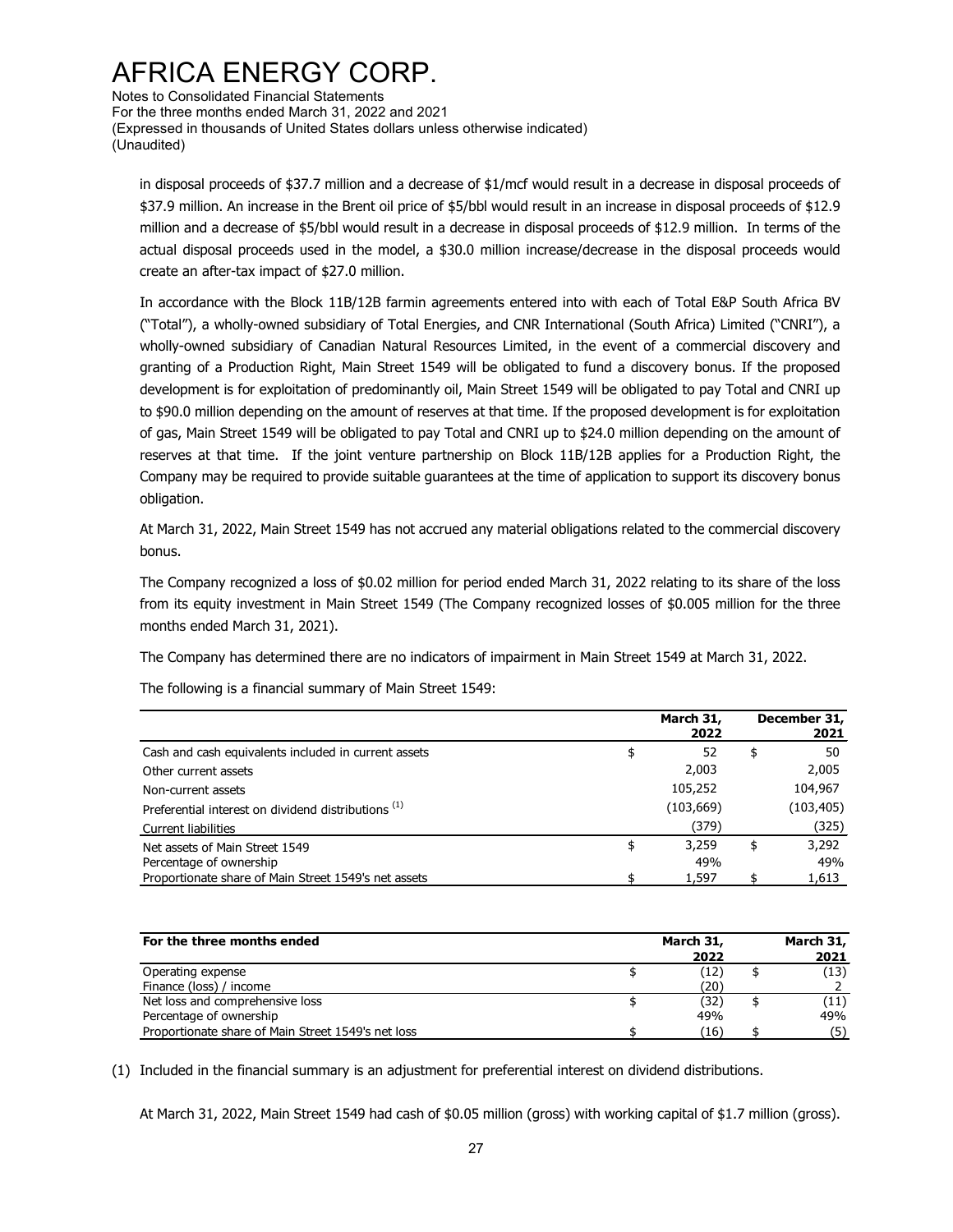in disposal proceeds of $37.7 million and a decrease of $1/mcf would result in a decrease in disposal proceeds of $37.9 million. An increase in the Brent oil price of $5/bbl would result in an increase in disposal proceeds of $12.9 million and a decrease of $5/bbl would result in a decrease in disposal proceeds of $12.9 million. In terms of the actual disposal proceeds used in the model, a $30.0 million increase/decrease in the disposal proceeds would create an after-tax impact of $27.0 million.

In accordance with the Block 11B/12B farmin agreements entered into with each of Total E&P South Africa BV ("Total"), a wholly-owned subsidiary of Total Energies, and CNR International (South Africa) Limited ("CNRI"), a wholly-owned subsidiary of Canadian Natural Resources Limited, in the event of a commercial discovery and granting of a Production Right, Main Street 1549 will be obligated to fund a discovery bonus. If the proposed development is for exploitation of predominantly oil, Main Street 1549 will be obligated to pay Total and CNRI up to $90.0 million depending on the amount of reserves at that time. If the proposed development is for exploitation of gas, Main Street 1549 will be obligated to pay Total and CNRI up to $24.0 million depending on the amount of reserves at that time. If the joint venture partnership on Block 11B/12B applies for a Production Right, the Company may be required to provide suitable guarantees at the time of application to support its discovery bonus obligation.

At March 31, 2022, Main Street 1549 has not accrued any material obligations related to the commercial discovery bonus.

The Company recognized a loss of $0.02 million for period ended March 31, 2022 relating to its share of the loss from its equity investment in Main Street 1549 (The Company recognized losses of $0.005 million for the three months ended March 31, 2021).

The Company has determined there are no indicators of impairment in Main Street 1549 at March 31, 2022.

The following is a financial summary of Main Street 1549:

| | March 31, 2022 | December 31, 2021 |
|---|---|---|
| Cash and cash equivalents included in current assets | $ 52 | $ 50 |
| Other current assets | 2,003 | 2,005 |
| Non-current assets | 105,252 | 104,967 |
| Preferential interest on dividend distributions [(1)] | (103,669) | (103,405) |
| Current liabilities | (379) | (325) |
| Net assets of Main Street 1549 | $ 3,259 | $ 3,292 |
| Percentage of ownership | 49% | 49% |
| Proportionate share of Main Street 1549's net assets | $ 1,597 | $ 1,613 |

| For the three months ended | March 31, 2022 | March 31, 2021 |
|---|---|---|
| Operating expense | $ (12) | $ (13) |
| Finance (loss) / income | (20) | 2 |
| Net loss and comprehensive loss | $ (32) | $ (11) |
| Percentage of ownership | 49% | 49% |
| Proportionate share of Main Street 1549's net loss | $ (16) | $ (5) |

(1) Included in the financial summary is an adjustment for preferential interest on dividend distributions.

At March 31, 2022, Main Street 1549 had cash of $0.05 million (gross) with working capital of $1.7 million (gross).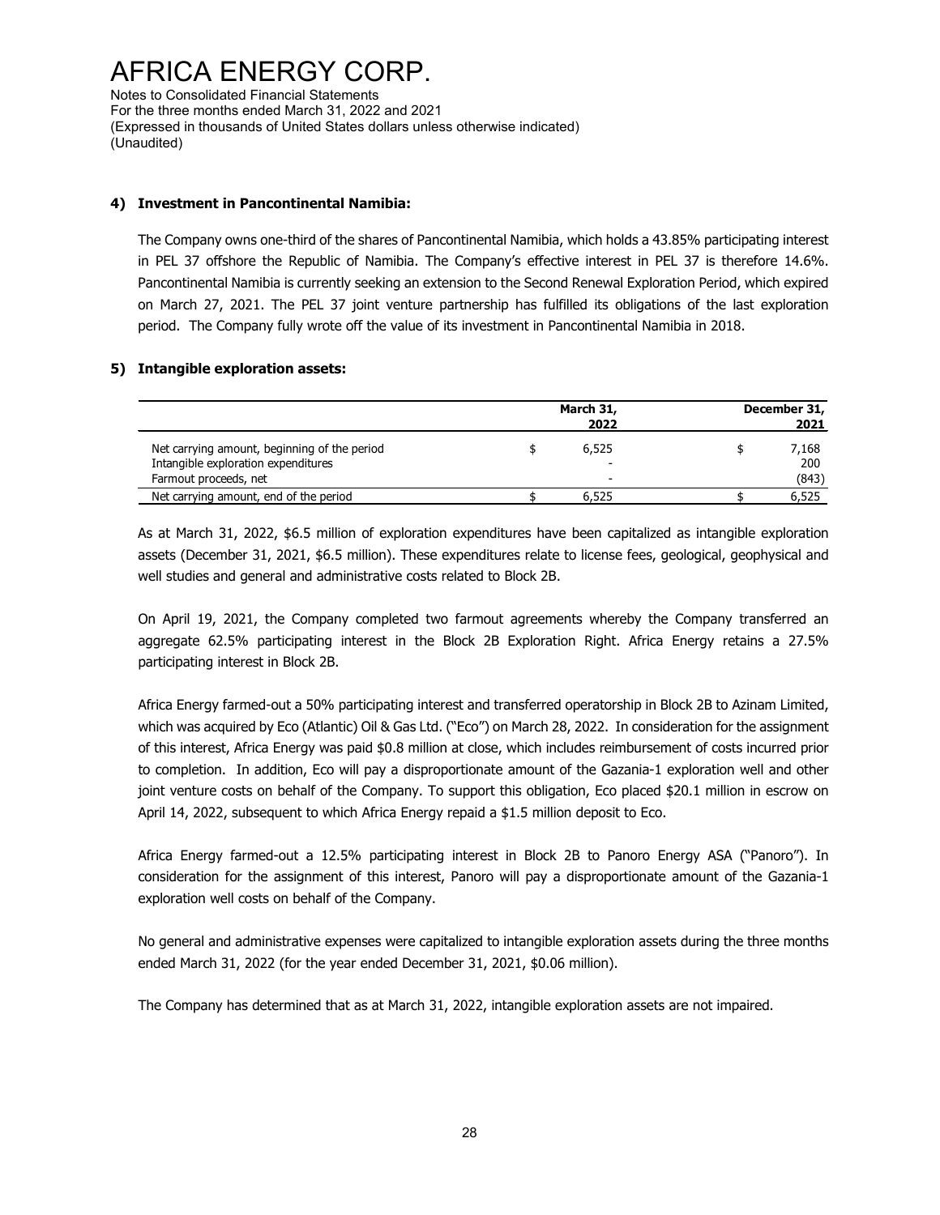# AFRICA ENERGY CORP.

Notes to Consolidated Financial Statements
For the three months ended March 31, 2022 and 2021
(Expressed in thousands of United States dollars unless otherwise indicated)
(Unaudited)

## 4) Investment in Pancontinental Namibia:

The Company owns one-third of the shares of Pancontinental Namibia, which holds a 43.85% participating interest in PEL 37 offshore the Republic of Namibia. The Company's effective interest in PEL 37 is therefore 14.6%. Pancontinental Namibia is currently seeking an extension to the Second Renewal Exploration Period, which expired on March 27, 2021. The PEL 37 joint venture partnership has fulfilled its obligations of the last exploration period. The Company fully wrote off the value of its investment in Pancontinental Namibia in 2018.

## 5) Intangible exploration assets:

| | March 31, 2022 | December 31, 2021 |
|---|---|---|
| Net carrying amount, beginning of the period | $ 6,525 | $ 7,168 |
| Intangible exploration expenditures | - | 200 |
| Farmout proceeds, net | - | (843) |
| Net carrying amount, end of the period | $ 6,525 | $ 6,525 |

As at March 31, 2022, $6.5 million of exploration expenditures have been capitalized as intangible exploration assets (December 31, 2021, $6.5 million). These expenditures relate to license fees, geological, geophysical and well studies and general and administrative costs related to Block 2B.

On April 19, 2021, the Company completed two farmout agreements whereby the Company transferred an aggregate 62.5% participating interest in the Block 2B Exploration Right. Africa Energy retains a 27.5% participating interest in Block 2B.

Africa Energy farmed-out a 50% participating interest and transferred operatorship in Block 2B to Azinam Limited, which was acquired by Eco (Atlantic) Oil & Gas Ltd. ("Eco") on March 28, 2022. In consideration for the assignment of this interest, Africa Energy was paid $0.8 million at close, which includes reimbursement of costs incurred prior to completion. In addition, Eco will pay a disproportionate amount of the Gazania-1 exploration well and other joint venture costs on behalf of the Company. To support this obligation, Eco placed $20.1 million in escrow on April 14, 2022, subsequent to which Africa Energy repaid a $1.5 million deposit to Eco.

Africa Energy farmed-out a 12.5% participating interest in Block 2B to Panoro Energy ASA ("Panoro"). In consideration for the assignment of this interest, Panoro will pay a disproportionate amount of the Gazania-1 exploration well costs on behalf of the Company.

No general and administrative expenses were capitalized to intangible exploration assets during the three months ended March 31, 2022 (for the year ended December 31, 2021, $0.06 million).

The Company has determined that as at March 31, 2022, intangible exploration assets are not impaired.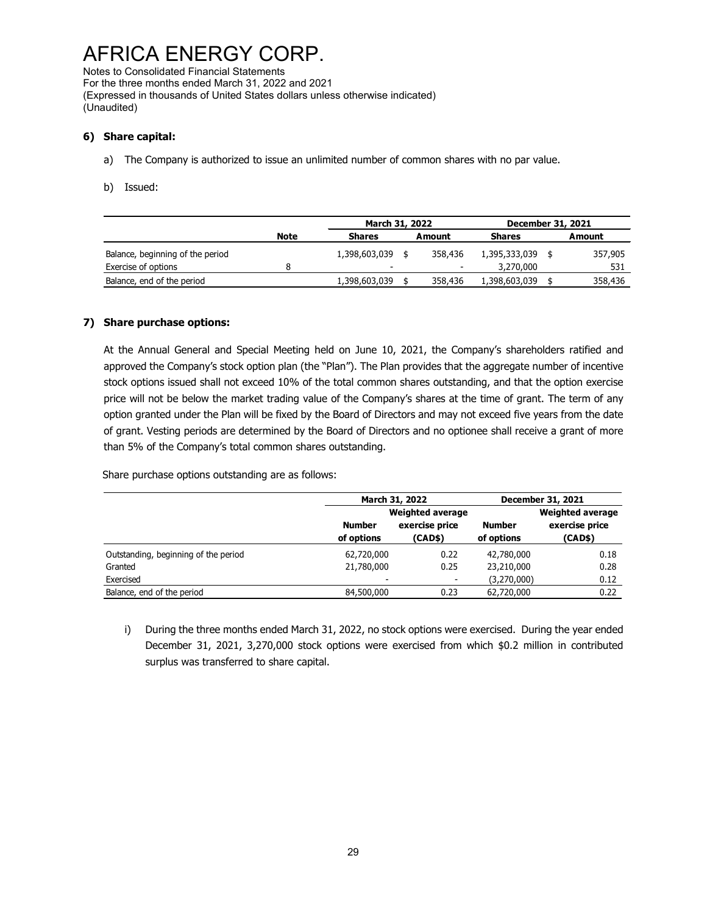# AFRICA ENERGY CORP.

Notes to Consolidated Financial Statements
For the three months ended March 31, 2022 and 2021
(Expressed in thousands of United States dollars unless otherwise indicated)
(Unaudited)

### 6) Share capital:

a) The Company is authorized to issue an unlimited number of common shares with no par value.

b) Issued:

| | | March 31, 2022 | | December 31, 2021 | |
|---|---|---|---|---|---|
| | **Note** | **Shares** | **Amount** | **Shares** | **Amount** |
| Balance, beginning of the period | | 1,398,603,039 | $ 358,436 | 1,395,333,039 | $ 357,905 |
| Exercise of options | 8 | - | - | 3,270,000 | 531 |
| Balance, end of the period | | 1,398,603,039 | $ 358,436 | 1,398,603,039 | $ 358,436 |

### 7) Share purchase options:

At the Annual General and Special Meeting held on June 10, 2021, the Company's shareholders ratified and approved the Company's stock option plan (the "Plan"). The Plan provides that the aggregate number of incentive stock options issued shall not exceed 10% of the total common shares outstanding, and that the option exercise price will not be below the market trading value of the Company's shares at the time of grant. The term of any option granted under the Plan will be fixed by the Board of Directors and may not exceed five years from the date of grant. Vesting periods are determined by the Board of Directors and no optionee shall receive a grant of more than 5% of the Company's total common shares outstanding.

Share purchase options outstanding are as follows:

| | March 31, 2022 | | December 31, 2021 | |
|---|---|---|---|---|
| | **Number of options** | **Weighted average exercise price (CAD$)** | **Number of options** | **Weighted average exercise price (CAD$)** |
| Outstanding, beginning of the period | 62,720,000 | 0.22 | 42,780,000 | 0.18 |
| Granted | 21,780,000 | 0.25 | 23,210,000 | 0.28 |
| Exercised | - | - | (3,270,000) | 0.12 |
| Balance, end of the period | 84,500,000 | 0.23 | 62,720,000 | 0.22 |

i) During the three months ended March 31, 2022, no stock options were exercised. During the year ended December 31, 2021, 3,270,000 stock options were exercised from which $0.2 million in contributed surplus was transferred to share capital.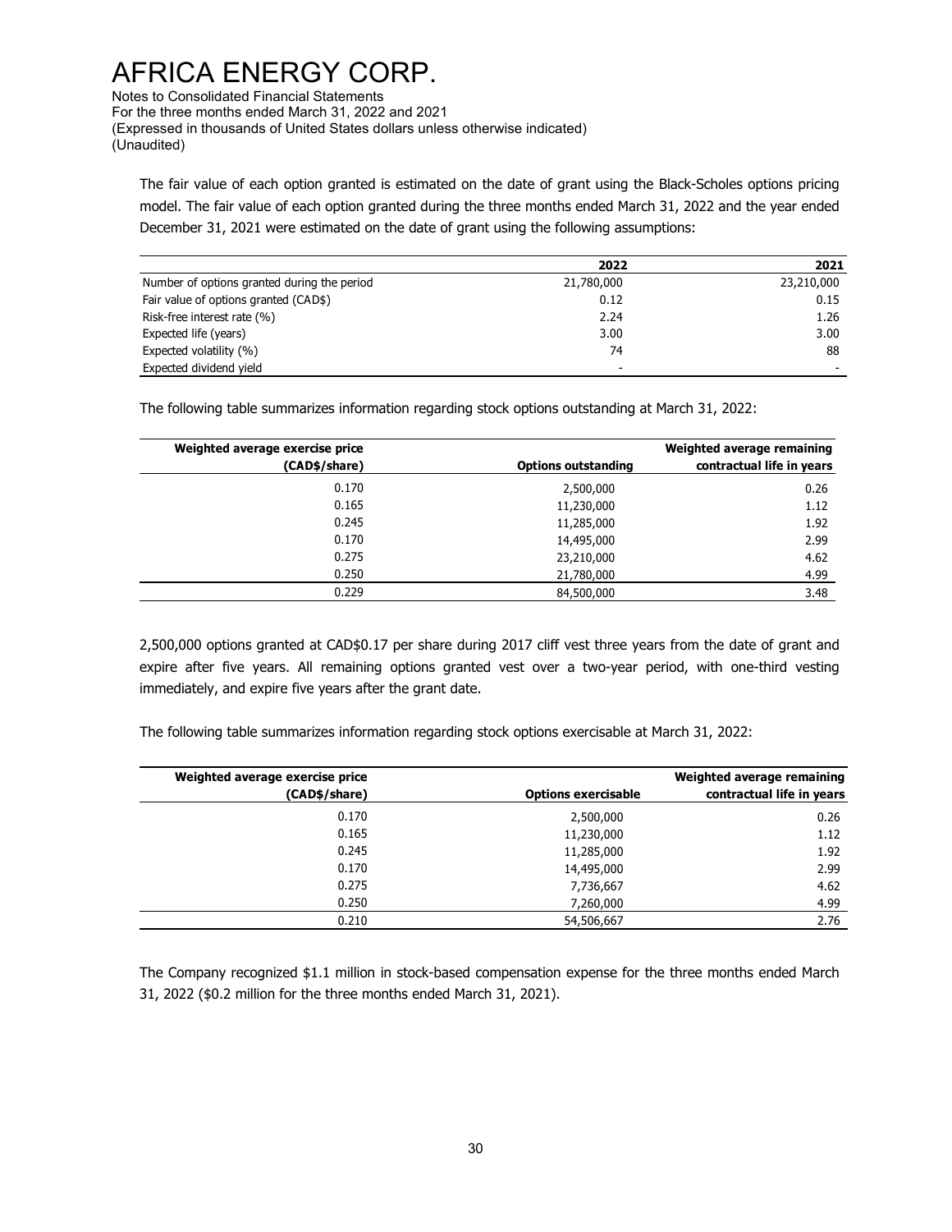The fair value of each option granted is estimated on the date of grant using the Black-Scholes options pricing model. The fair value of each option granted during the three months ended March 31, 2022 and the year ended December 31, 2021 were estimated on the date of grant using the following assumptions:

| | 2022 | 2021 |
|---|---:|---:|
| Number of options granted during the period | 21,780,000 | 23,210,000 |
| Fair value of options granted (CAD$) | 0.12 | 0.15 |
| Risk-free interest rate (%) | 2.24 | 1.26 |
| Expected life (years) | 3.00 | 3.00 |
| Expected volatility (%) | 74 | 88 |
| Expected dividend yield | - | - |

The following table summarizes information regarding stock options outstanding at March 31, 2022:

| Weighted average exercise price (CAD$/share) | Options outstanding | Weighted average remaining contractual life in years |
|---:|---:|---:|
| 0.170 | 2,500,000 | 0.26 |
| 0.165 | 11,230,000 | 1.12 |
| 0.245 | 11,285,000 | 1.92 |
| 0.170 | 14,495,000 | 2.99 |
| 0.275 | 23,210,000 | 4.62 |
| 0.250 | 21,780,000 | 4.99 |
| 0.229 | 84,500,000 | 3.48 |

2,500,000 options granted at CAD$0.17 per share during 2017 cliff vest three years from the date of grant and expire after five years. All remaining options granted vest over a two-year period, with one-third vesting immediately, and expire five years after the grant date.

The following table summarizes information regarding stock options exercisable at March 31, 2022:

| Weighted average exercise price (CAD$/share) | Options exercisable | Weighted average remaining contractual life in years |
|---:|---:|---:|
| 0.170 | 2,500,000 | 0.26 |
| 0.165 | 11,230,000 | 1.12 |
| 0.245 | 11,285,000 | 1.92 |
| 0.170 | 14,495,000 | 2.99 |
| 0.275 | 7,736,667 | 4.62 |
| 0.250 | 7,260,000 | 4.99 |
| 0.210 | 54,506,667 | 2.76 |

The Company recognized $1.1 million in stock-based compensation expense for the three months ended March 31, 2022 ($0.2 million for the three months ended March 31, 2021).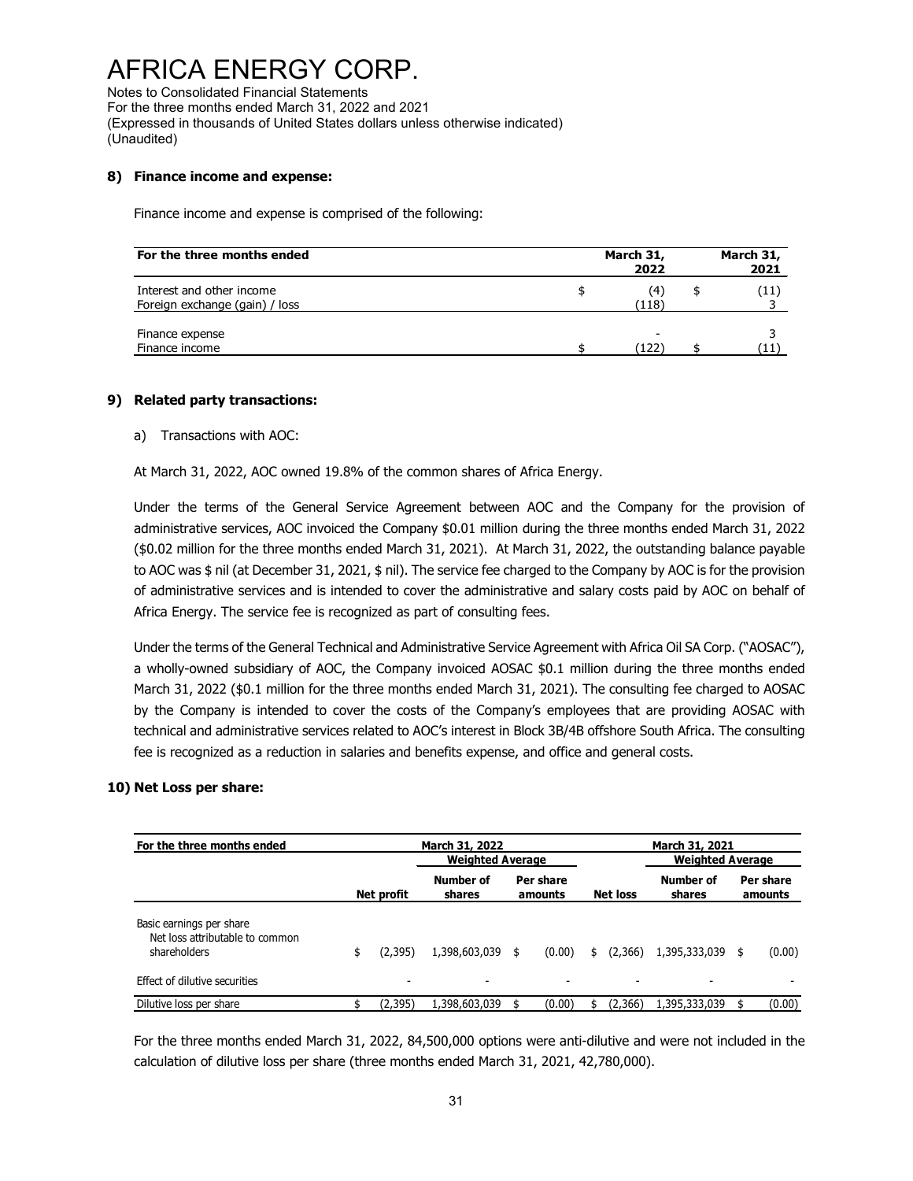# AFRICA ENERGY CORP.

Notes to Consolidated Financial Statements
For the three months ended March 31, 2022 and 2021
(Expressed in thousands of United States dollars unless otherwise indicated)
(Unaudited)

### 8) Finance income and expense:

Finance income and expense is comprised of the following:

| For the three months ended | | March 31, 2022 | | March 31, 2021 |
|---|---|---|---|---|
| Interest and other income | $ | (4) | $ | (11) |
| Foreign exchange (gain) / loss | | (118) | | 3 |
| Finance expense | | - | | 3 |
| Finance income | $ | (122) | $ | (11) |

### 9) Related party transactions:

a) Transactions with AOC:

At March 31, 2022, AOC owned 19.8% of the common shares of Africa Energy.

Under the terms of the General Service Agreement between AOC and the Company for the provision of administrative services, AOC invoiced the Company $0.01 million during the three months ended March 31, 2022 ($0.02 million for the three months ended March 31, 2021). At March 31, 2022, the outstanding balance payable to AOC was $ nil (at December 31, 2021, $ nil). The service fee charged to the Company by AOC is for the provision of administrative services and is intended to cover the administrative and salary costs paid by AOC on behalf of Africa Energy. The service fee is recognized as part of consulting fees.

Under the terms of the General Technical and Administrative Service Agreement with Africa Oil SA Corp. ("AOSAC"), a wholly-owned subsidiary of AOC, the Company invoiced AOSAC $0.1 million during the three months ended March 31, 2022 ($0.1 million for the three months ended March 31, 2021). The consulting fee charged to AOSAC by the Company is intended to cover the costs of the Company's employees that are providing AOSAC with technical and administrative services related to AOC's interest in Block 3B/4B offshore South Africa. The consulting fee is recognized as a reduction in salaries and benefits expense, and office and general costs.

### 10) Net Loss per share:

| For the three months ended | March 31, 2022 | | | | | | March 31, 2021 | | | | | |
|---|---|---|---|---|---|---|---|---|---|---|---|---|
| | | | Weighted Average | | | | | | Weighted Average | | | |
| | | Net profit | Number of shares | | Per share amounts | | | Net loss | Number of shares | | Per share amounts | |
| Basic earnings per share<br>Net loss attributable to common shareholders | $ | (2,395) | 1,398,603,039 | $ | (0.00) | | $ | (2,366) | 1,395,333,039 | $ | (0.00) | |
| Effect of dilutive securities | | - | - | | - | | | - | - | | - | |
| Dilutive loss per share | $ | (2,395) | 1,398,603,039 | $ | (0.00) | | $ | (2,366) | 1,395,333,039 | $ | (0.00) | |

For the three months ended March 31, 2022, 84,500,000 options were anti-dilutive and were not included in the calculation of dilutive loss per share (three months ended March 31, 2021, 42,780,000).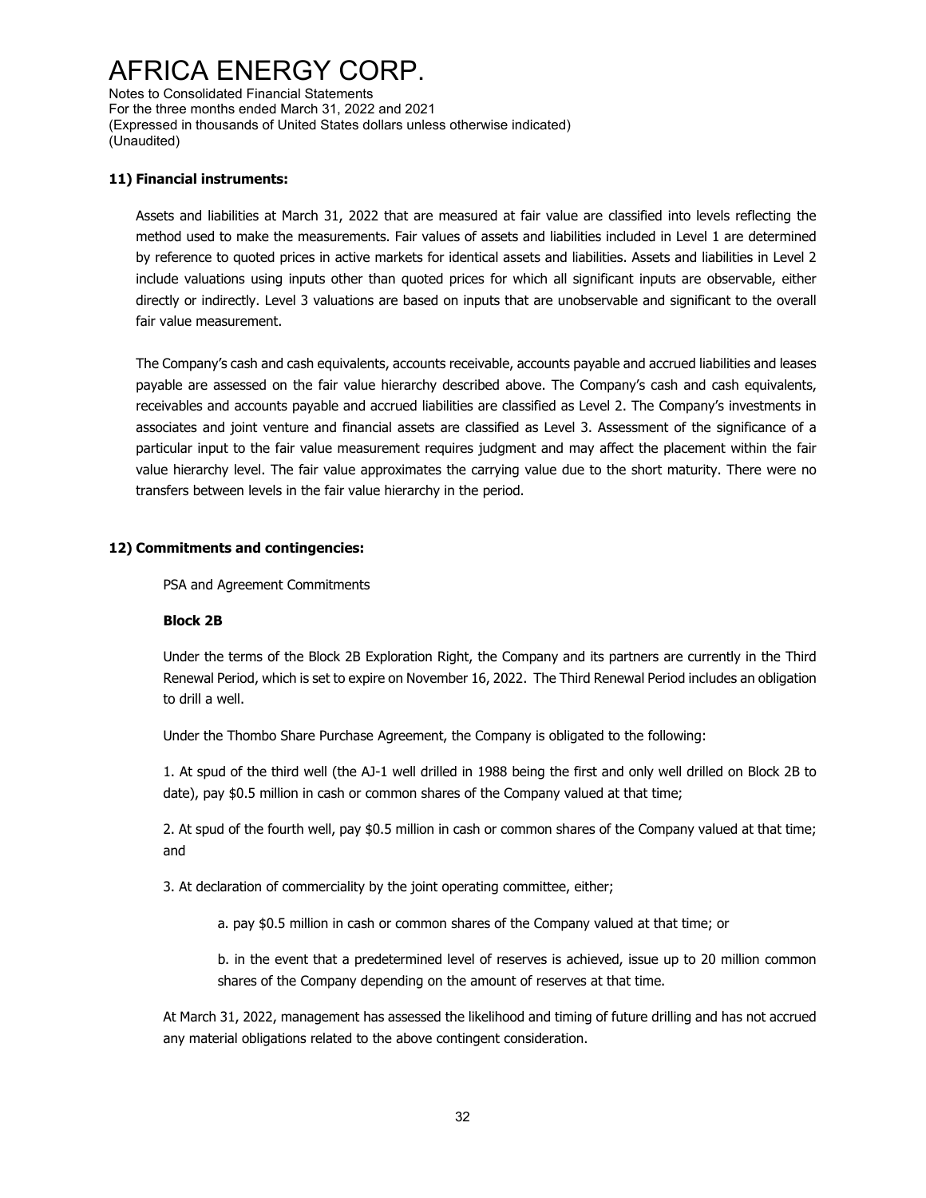**11) Financial instruments:**

Assets and liabilities at March 31, 2022 that are measured at fair value are classified into levels reflecting the method used to make the measurements. Fair values of assets and liabilities included in Level 1 are determined by reference to quoted prices in active markets for identical assets and liabilities. Assets and liabilities in Level 2 include valuations using inputs other than quoted prices for which all significant inputs are observable, either directly or indirectly. Level 3 valuations are based on inputs that are unobservable and significant to the overall fair value measurement.

The Company's cash and cash equivalents, accounts receivable, accounts payable and accrued liabilities and leases payable are assessed on the fair value hierarchy described above. The Company's cash and cash equivalents, receivables and accounts payable and accrued liabilities are classified as Level 2. The Company's investments in associates and joint venture and financial assets are classified as Level 3. Assessment of the significance of a particular input to the fair value measurement requires judgment and may affect the placement within the fair value hierarchy level. The fair value approximates the carrying value due to the short maturity. There were no transfers between levels in the fair value hierarchy in the period.

**12) Commitments and contingencies:**

PSA and Agreement Commitments

**Block 2B**

Under the terms of the Block 2B Exploration Right, the Company and its partners are currently in the Third Renewal Period, which is set to expire on November 16, 2022. The Third Renewal Period includes an obligation to drill a well.

Under the Thombo Share Purchase Agreement, the Company is obligated to the following:

1. At spud of the third well (the AJ-1 well drilled in 1988 being the first and only well drilled on Block 2B to date), pay $0.5 million in cash or common shares of the Company valued at that time;

2. At spud of the fourth well, pay $0.5 million in cash or common shares of the Company valued at that time; and

3. At declaration of commerciality by the joint operating committee, either;

   a. pay $0.5 million in cash or common shares of the Company valued at that time; or

   b. in the event that a predetermined level of reserves is achieved, issue up to 20 million common shares of the Company depending on the amount of reserves at that time.

At March 31, 2022, management has assessed the likelihood and timing of future drilling and has not accrued any material obligations related to the above contingent consideration.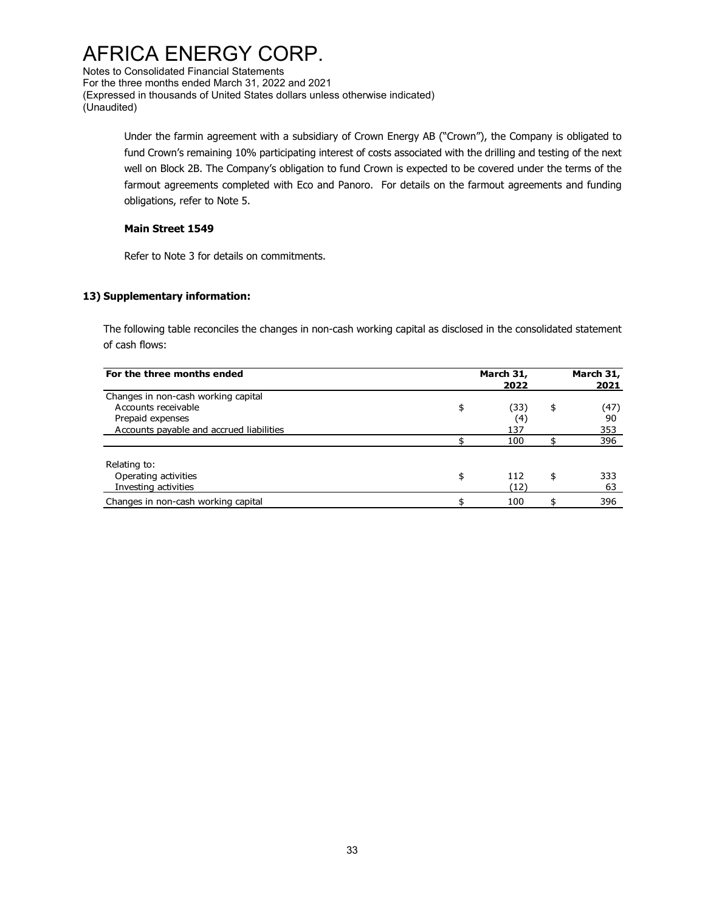Under the farmin agreement with a subsidiary of Crown Energy AB ("Crown"), the Company is obligated to fund Crown's remaining 10% participating interest of costs associated with the drilling and testing of the next well on Block 2B. The Company's obligation to fund Crown is expected to be covered under the terms of the farmout agreements completed with Eco and Panoro. For details on the farmout agreements and funding obligations, refer to Note 5.

**Main Street 1549**

Refer to Note 3 for details on commitments.

## 13) Supplementary information:

The following table reconciles the changes in non-cash working capital as disclosed in the consolidated statement of cash flows:

| For the three months ended | March 31, 2022 | March 31, 2021 |
|---|---|---|
| Changes in non-cash working capital | | |
| Accounts receivable | $ (33) | $ (47) |
| Prepaid expenses | (4) | 90 |
| Accounts payable and accrued liabilities | 137 | 353 |
| | $ 100 | $ 396 |
| Relating to: | | |
| Operating activities | $ 112 | $ 333 |
| Investing activities | (12) | 63 |
| Changes in non-cash working capital | $ 100 | $ 396 |